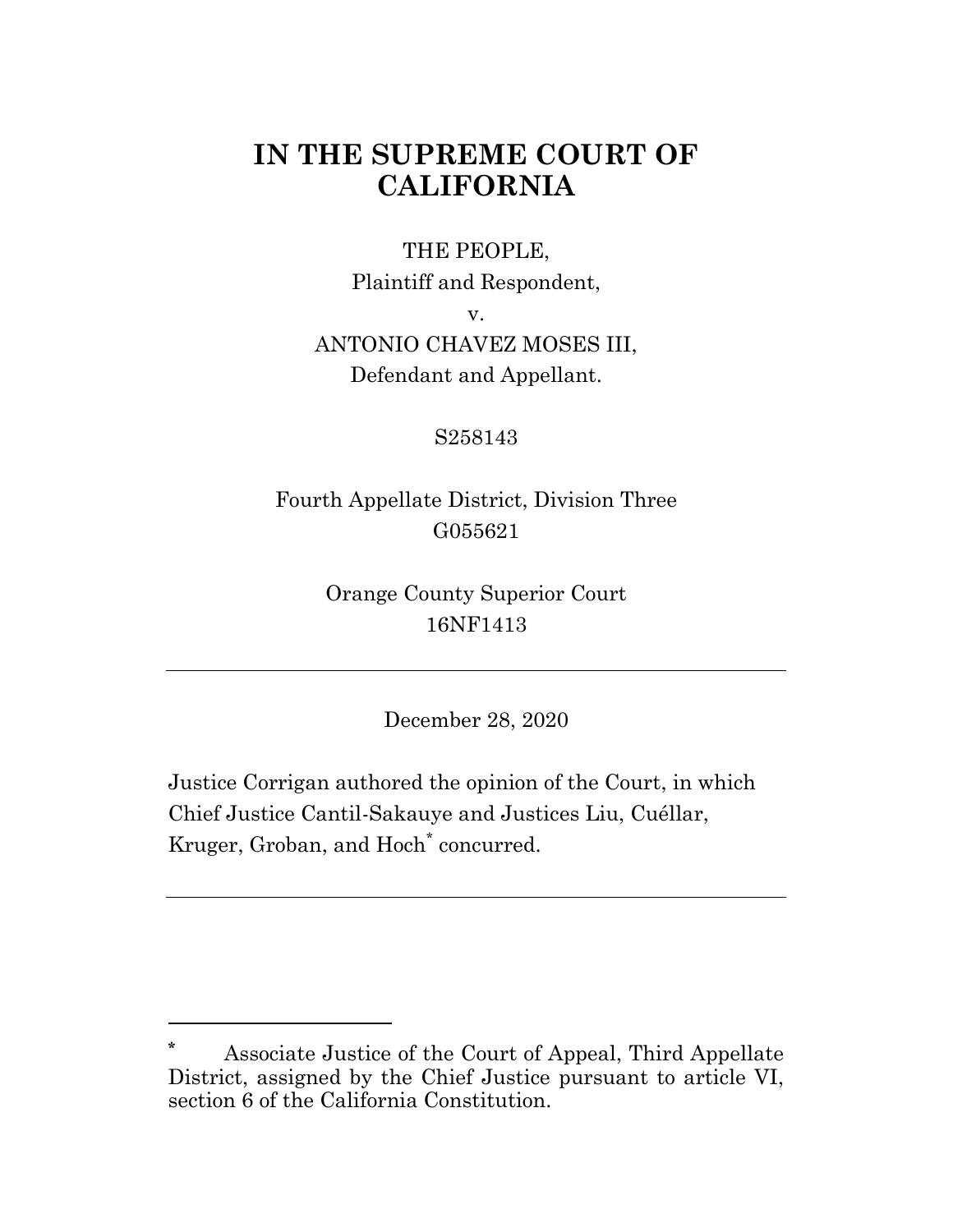# IN THE SUPREME COURT OF CALIFORNIA

THE PEOPLE,
Plaintiff and Respondent,
v.
ANTONIO CHAVEZ MOSES III,
Defendant and Appellant.

S258143

Fourth Appellate District, Division Three
G055621

Orange County Superior Court
16NF1413

---

December 28, 2020

Justice Corrigan authored the opinion of the Court, in which Chief Justice Cantil-Sakauye and Justices Liu, Cuéllar, Kruger, Groban, and Hoch[*] concurred.

---

[*] Associate Justice of the Court of Appeal, Third Appellate District, assigned by the Chief Justice pursuant to article VI, section 6 of the California Constitution.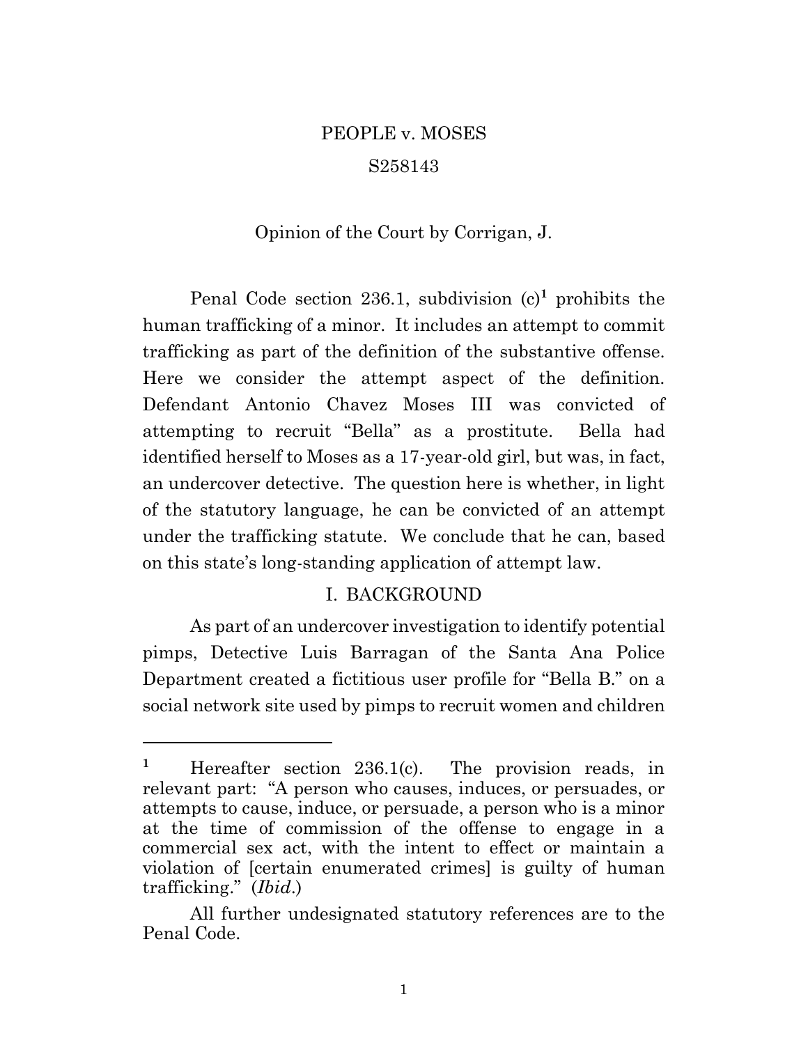PEOPLE v. MOSES

S258143

Opinion of the Court by Corrigan, J.

Penal Code section 236.1, subdivision (c)[1] prohibits the human trafficking of a minor. It includes an attempt to commit trafficking as part of the definition of the substantive offense. Here we consider the attempt aspect of the definition. Defendant Antonio Chavez Moses III was convicted of attempting to recruit "Bella" as a prostitute. Bella had identified herself to Moses as a 17-year-old girl, but was, in fact, an undercover detective. The question here is whether, in light of the statutory language, he can be convicted of an attempt under the trafficking statute. We conclude that he can, based on this state's long-standing application of attempt law.

## I. BACKGROUND

As part of an undercover investigation to identify potential pimps, Detective Luis Barragan of the Santa Ana Police Department created a fictitious user profile for "Bella B." on a social network site used by pimps to recruit women and children

---

[1] Hereafter section 236.1(c). The provision reads, in relevant part: "A person who causes, induces, or persuades, or attempts to cause, induce, or persuade, a person who is a minor at the time of commission of the offense to engage in a commercial sex act, with the intent to effect or maintain a violation of [certain enumerated crimes] is guilty of human trafficking." (*Ibid.*)

All further undesignated statutory references are to the Penal Code.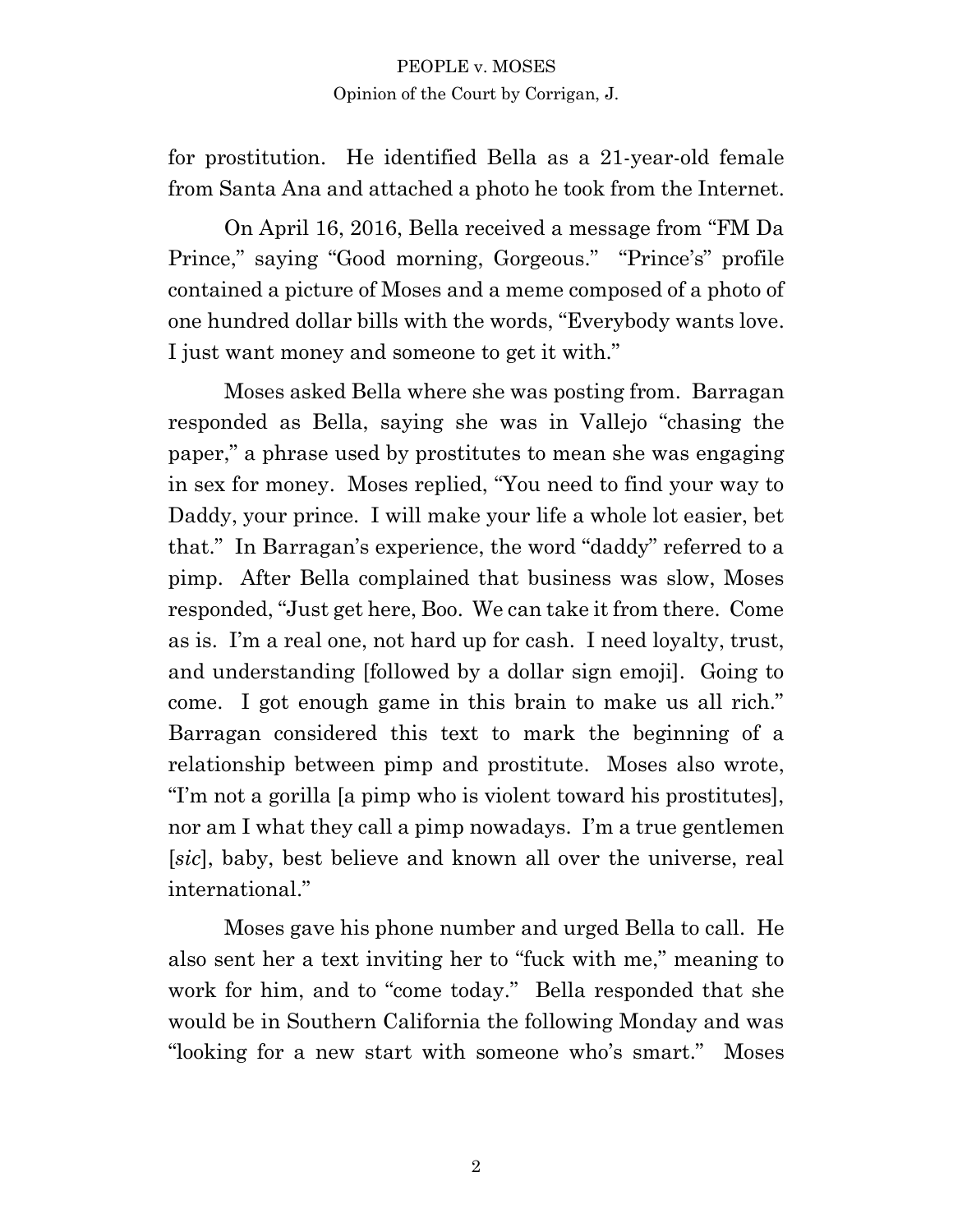for prostitution. He identified Bella as a 21-year-old female from Santa Ana and attached a photo he took from the Internet.

On April 16, 2016, Bella received a message from "FM Da Prince," saying "Good morning, Gorgeous." "Prince's" profile contained a picture of Moses and a meme composed of a photo of one hundred dollar bills with the words, "Everybody wants love. I just want money and someone to get it with."

Moses asked Bella where she was posting from. Barragan responded as Bella, saying she was in Vallejo "chasing the paper," a phrase used by prostitutes to mean she was engaging in sex for money. Moses replied, "You need to find your way to Daddy, your prince. I will make your life a whole lot easier, bet that." In Barragan's experience, the word "daddy" referred to a pimp. After Bella complained that business was slow, Moses responded, "Just get here, Boo. We can take it from there. Come as is. I'm a real one, not hard up for cash. I need loyalty, trust, and understanding [followed by a dollar sign emoji]. Going to come. I got enough game in this brain to make us all rich." Barragan considered this text to mark the beginning of a relationship between pimp and prostitute. Moses also wrote, "I'm not a gorilla [a pimp who is violent toward his prostitutes], nor am I what they call a pimp nowadays. I'm a true gentlemen [*sic*], baby, best believe and known all over the universe, real international."

Moses gave his phone number and urged Bella to call. He also sent her a text inviting her to "fuck with me," meaning to work for him, and to "come today." Bella responded that she would be in Southern California the following Monday and was "looking for a new start with someone who's smart." Moses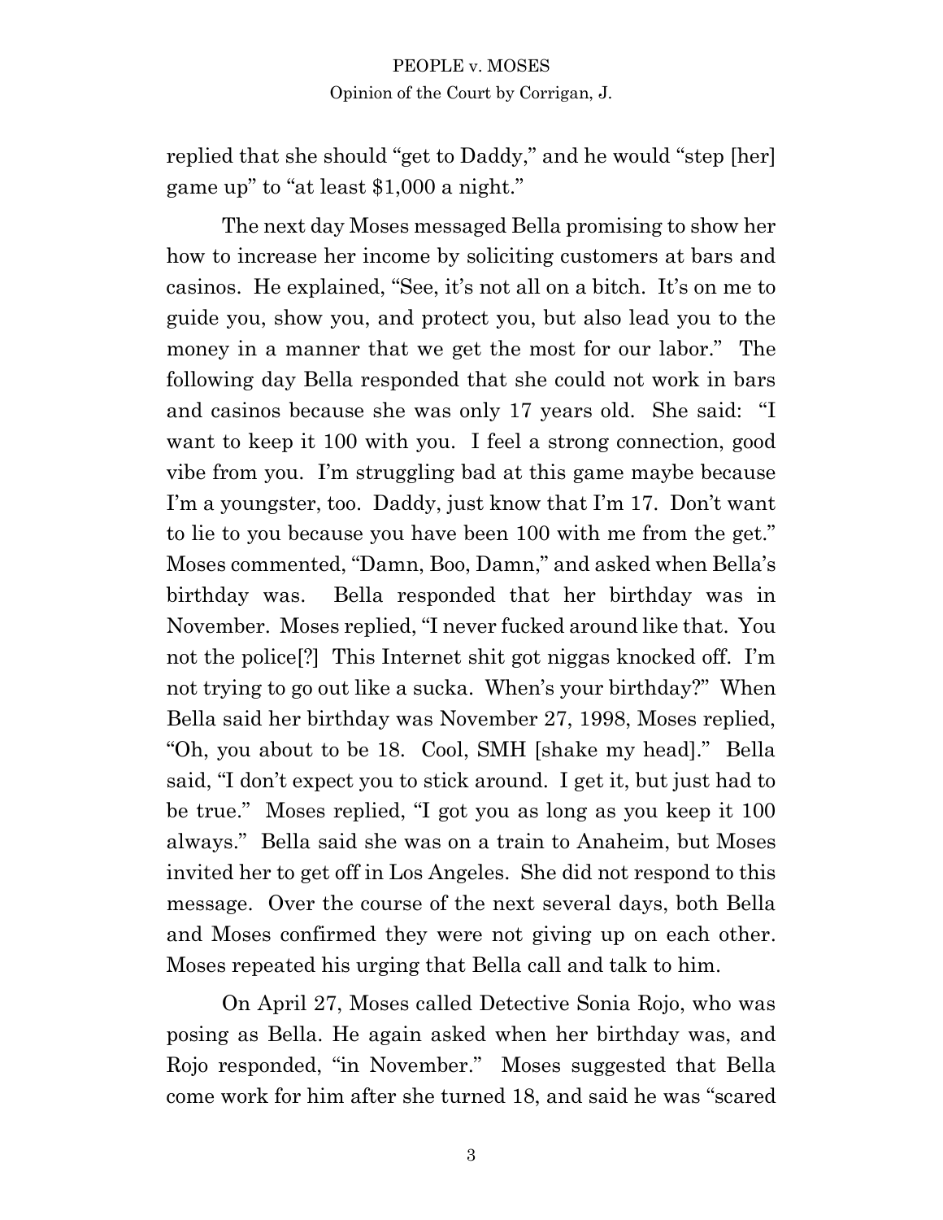replied that she should "get to Daddy," and he would "step [her] game up" to "at least $1,000 a night."

The next day Moses messaged Bella promising to show her how to increase her income by soliciting customers at bars and casinos. He explained, "See, it's not all on a bitch. It's on me to guide you, show you, and protect you, but also lead you to the money in a manner that we get the most for our labor." The following day Bella responded that she could not work in bars and casinos because she was only 17 years old. She said: "I want to keep it 100 with you. I feel a strong connection, good vibe from you. I'm struggling bad at this game maybe because I'm a youngster, too. Daddy, just know that I'm 17. Don't want to lie to you because you have been 100 with me from the get." Moses commented, "Damn, Boo, Damn," and asked when Bella's birthday was. Bella responded that her birthday was in November. Moses replied, "I never fucked around like that. You not the police[?] This Internet shit got niggas knocked off. I'm not trying to go out like a sucka. When's your birthday?" When Bella said her birthday was November 27, 1998, Moses replied, "Oh, you about to be 18. Cool, SMH [shake my head]." Bella said, "I don't expect you to stick around. I get it, but just had to be true." Moses replied, "I got you as long as you keep it 100 always." Bella said she was on a train to Anaheim, but Moses invited her to get off in Los Angeles. She did not respond to this message. Over the course of the next several days, both Bella and Moses confirmed they were not giving up on each other. Moses repeated his urging that Bella call and talk to him.

On April 27, Moses called Detective Sonia Rojo, who was posing as Bella. He again asked when her birthday was, and Rojo responded, "in November." Moses suggested that Bella come work for him after she turned 18, and said he was "scared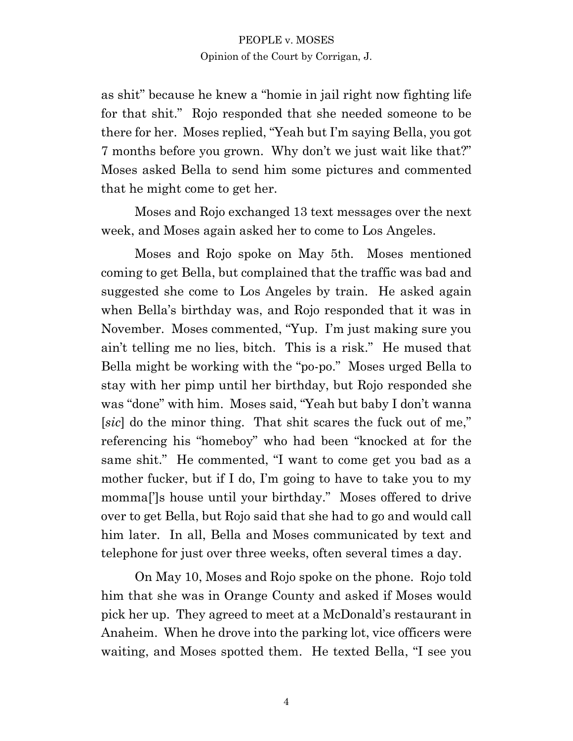as shit" because he knew a "homie in jail right now fighting life for that shit." Rojo responded that she needed someone to be there for her. Moses replied, "Yeah but I'm saying Bella, you got 7 months before you grown. Why don't we just wait like that?" Moses asked Bella to send him some pictures and commented that he might come to get her.

Moses and Rojo exchanged 13 text messages over the next week, and Moses again asked her to come to Los Angeles.

Moses and Rojo spoke on May 5th. Moses mentioned coming to get Bella, but complained that the traffic was bad and suggested she come to Los Angeles by train. He asked again when Bella's birthday was, and Rojo responded that it was in November. Moses commented, "Yup. I'm just making sure you ain't telling me no lies, bitch. This is a risk." He mused that Bella might be working with the "po-po." Moses urged Bella to stay with her pimp until her birthday, but Rojo responded she was "done" with him. Moses said, "Yeah but baby I don't wanna [*sic*] do the minor thing. That shit scares the fuck out of me," referencing his "homeboy" who had been "knocked at for the same shit." He commented, "I want to come get you bad as a mother fucker, but if I do, I'm going to have to take you to my momma[']s house until your birthday." Moses offered to drive over to get Bella, but Rojo said that she had to go and would call him later. In all, Bella and Moses communicated by text and telephone for just over three weeks, often several times a day.

On May 10, Moses and Rojo spoke on the phone. Rojo told him that she was in Orange County and asked if Moses would pick her up. They agreed to meet at a McDonald's restaurant in Anaheim. When he drove into the parking lot, vice officers were waiting, and Moses spotted them. He texted Bella, "I see you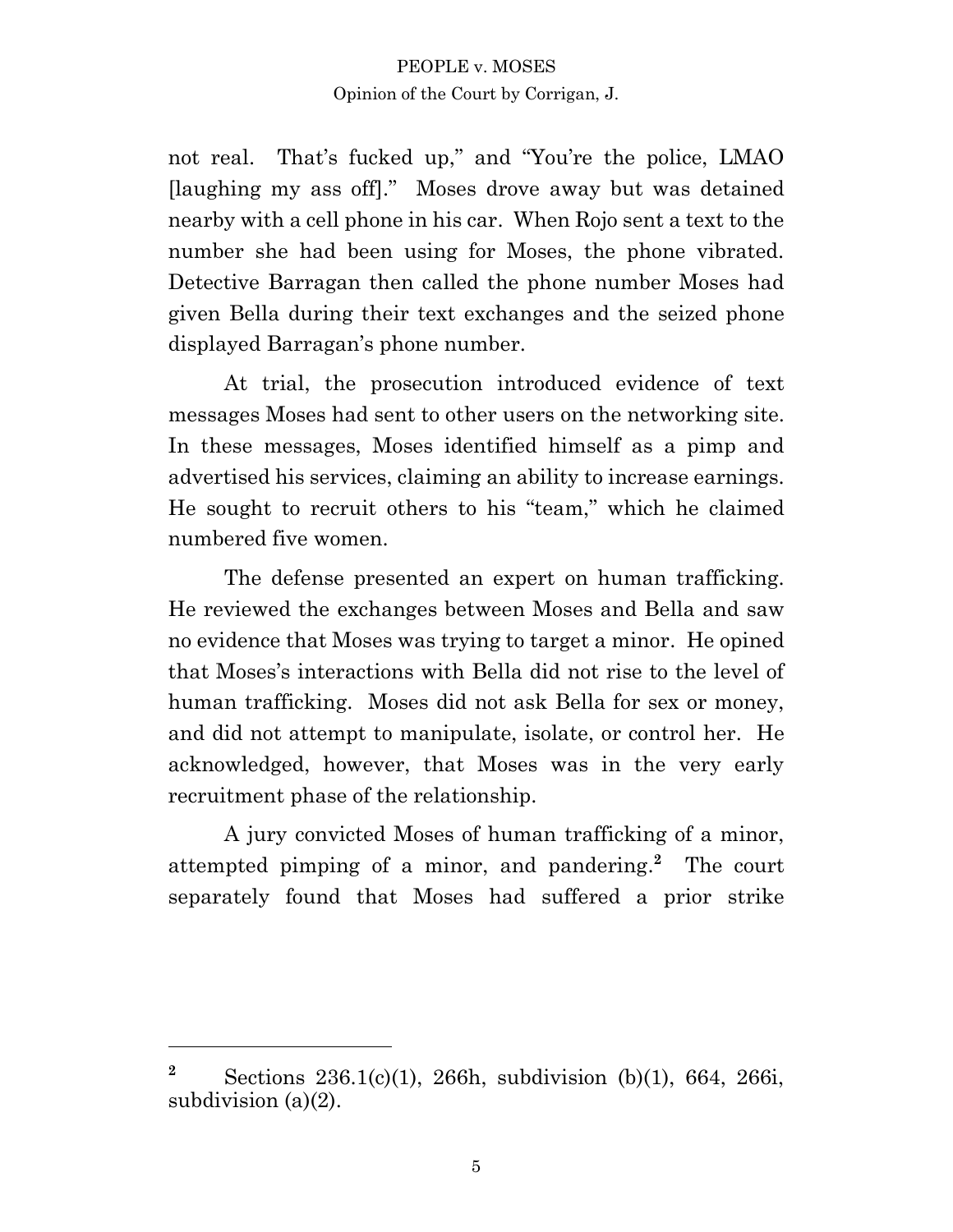not real. That's fucked up," and "You're the police, LMAO [laughing my ass off]." Moses drove away but was detained nearby with a cell phone in his car. When Rojo sent a text to the number she had been using for Moses, the phone vibrated. Detective Barragan then called the phone number Moses had given Bella during their text exchanges and the seized phone displayed Barragan's phone number.

At trial, the prosecution introduced evidence of text messages Moses had sent to other users on the networking site. In these messages, Moses identified himself as a pimp and advertised his services, claiming an ability to increase earnings. He sought to recruit others to his "team," which he claimed numbered five women.

The defense presented an expert on human trafficking. He reviewed the exchanges between Moses and Bella and saw no evidence that Moses was trying to target a minor. He opined that Moses's interactions with Bella did not rise to the level of human trafficking. Moses did not ask Bella for sex or money, and did not attempt to manipulate, isolate, or control her. He acknowledged, however, that Moses was in the very early recruitment phase of the relationship.

A jury convicted Moses of human trafficking of a minor, attempted pimping of a minor, and pandering.[2] The court separately found that Moses had suffered a prior strike

---

[2] Sections 236.1(c)(1), 266h, subdivision (b)(1), 664, 266i, subdivision (a)(2).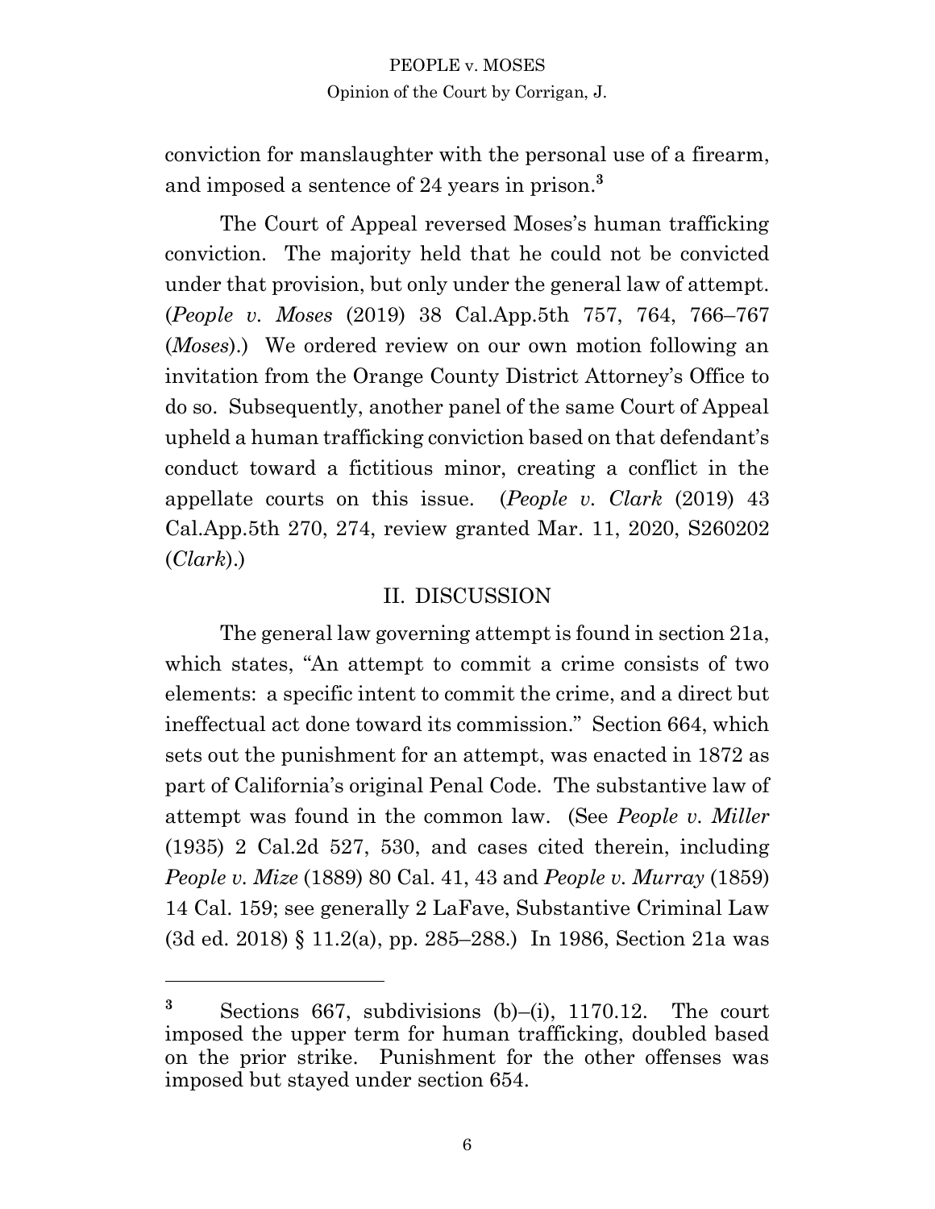conviction for manslaughter with the personal use of a firearm, and imposed a sentence of 24 years in prison.[3]

The Court of Appeal reversed Moses's human trafficking conviction. The majority held that he could not be convicted under that provision, but only under the general law of attempt. (*People v. Moses* (2019) 38 Cal.App.5th 757, 764, 766–767 (*Moses*).) We ordered review on our own motion following an invitation from the Orange County District Attorney's Office to do so. Subsequently, another panel of the same Court of Appeal upheld a human trafficking conviction based on that defendant's conduct toward a fictitious minor, creating a conflict in the appellate courts on this issue. (*People v. Clark* (2019) 43 Cal.App.5th 270, 274, review granted Mar. 11, 2020, S260202 (*Clark*).)

## II. DISCUSSION

The general law governing attempt is found in section 21a, which states, "An attempt to commit a crime consists of two elements: a specific intent to commit the crime, and a direct but ineffectual act done toward its commission." Section 664, which sets out the punishment for an attempt, was enacted in 1872 as part of California's original Penal Code. The substantive law of attempt was found in the common law. (See *People v. Miller* (1935) 2 Cal.2d 527, 530, and cases cited therein, including *People v. Mize* (1889) 80 Cal. 41, 43 and *People v. Murray* (1859) 14 Cal. 159; see generally 2 LaFave, Substantive Criminal Law (3d ed. 2018) § 11.2(a), pp. 285–288.) In 1986, Section 21a was

---

[3] Sections 667, subdivisions (b)–(i), 1170.12. The court imposed the upper term for human trafficking, doubled based on the prior strike. Punishment for the other offenses was imposed but stayed under section 654.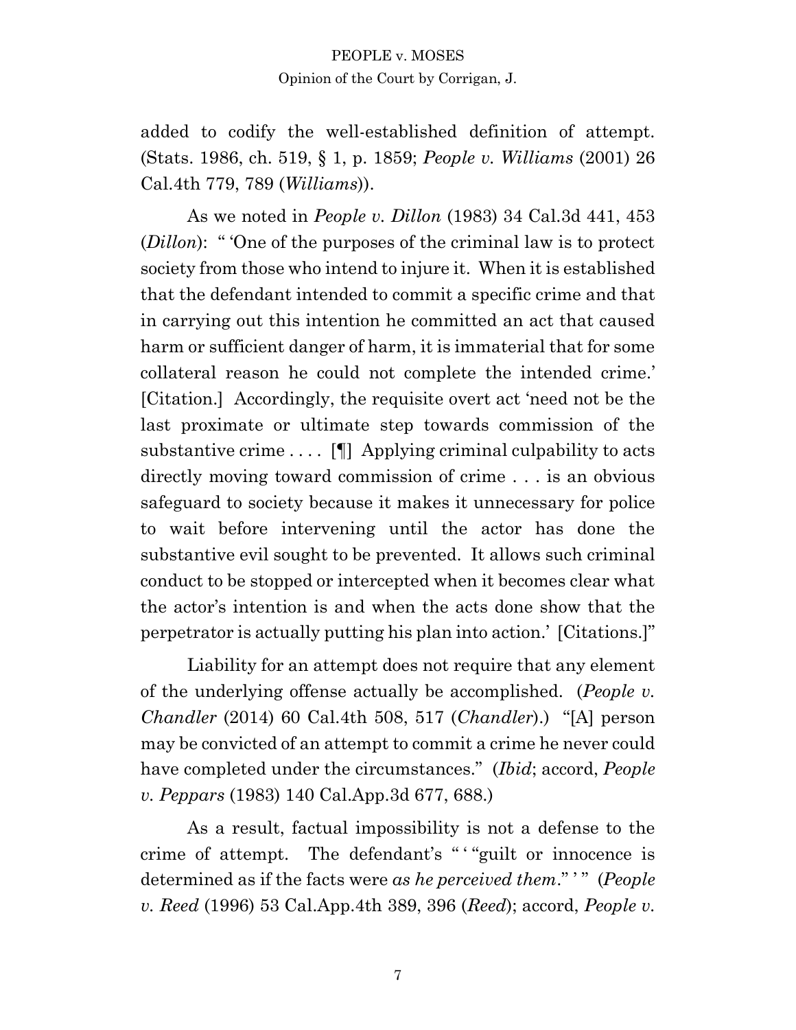added to codify the well-established definition of attempt. (Stats. 1986, ch. 519, § 1, p. 1859; *People v. Williams* (2001) 26 Cal.4th 779, 789 (*Williams*)).

As we noted in *People v. Dillon* (1983) 34 Cal.3d 441, 453 (*Dillon*): " 'One of the purposes of the criminal law is to protect society from those who intend to injure it. When it is established that the defendant intended to commit a specific crime and that in carrying out this intention he committed an act that caused harm or sufficient danger of harm, it is immaterial that for some collateral reason he could not complete the intended crime.' [Citation.] Accordingly, the requisite overt act 'need not be the last proximate or ultimate step towards commission of the substantive crime . . . . [¶] Applying criminal culpability to acts directly moving toward commission of crime . . . is an obvious safeguard to society because it makes it unnecessary for police to wait before intervening until the actor has done the substantive evil sought to be prevented. It allows such criminal conduct to be stopped or intercepted when it becomes clear what the actor's intention is and when the acts done show that the perpetrator is actually putting his plan into action.' [Citations.]"

Liability for an attempt does not require that any element of the underlying offense actually be accomplished. (*People v. Chandler* (2014) 60 Cal.4th 508, 517 (*Chandler*).) "[A] person may be convicted of an attempt to commit a crime he never could have completed under the circumstances." (*Ibid*; accord, *People v. Peppars* (1983) 140 Cal.App.3d 677, 688.)

As a result, factual impossibility is not a defense to the crime of attempt. The defendant's " ' "guilt or innocence is determined as if the facts were *as he perceived them*." ' " (*People v. Reed* (1996) 53 Cal.App.4th 389, 396 (*Reed*); accord, *People v.*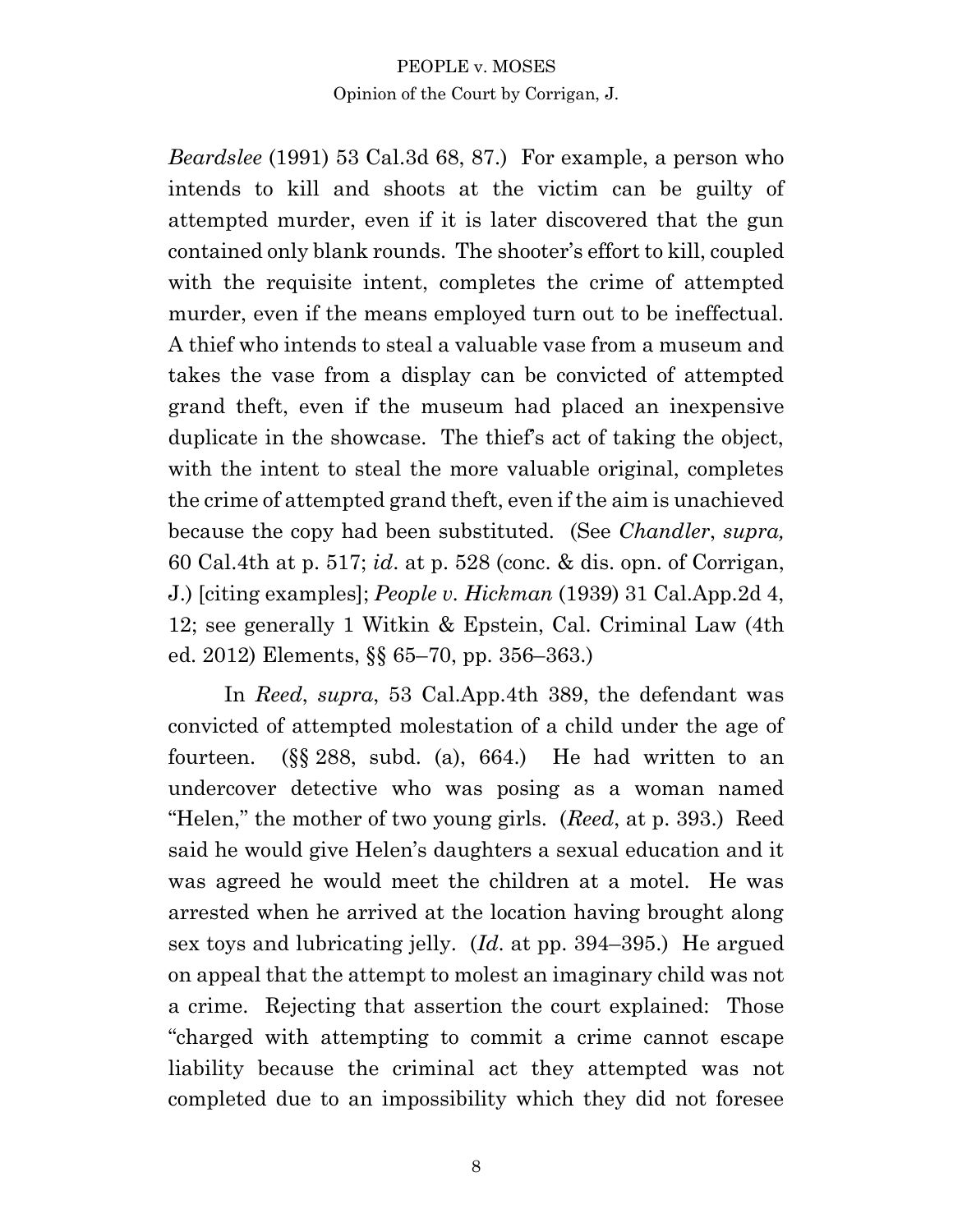*Beardslee* (1991) 53 Cal.3d 68, 87.) For example, a person who intends to kill and shoots at the victim can be guilty of attempted murder, even if it is later discovered that the gun contained only blank rounds. The shooter's effort to kill, coupled with the requisite intent, completes the crime of attempted murder, even if the means employed turn out to be ineffectual. A thief who intends to steal a valuable vase from a museum and takes the vase from a display can be convicted of attempted grand theft, even if the museum had placed an inexpensive duplicate in the showcase. The thief's act of taking the object, with the intent to steal the more valuable original, completes the crime of attempted grand theft, even if the aim is unachieved because the copy had been substituted. (See *Chandler*, *supra,* 60 Cal.4th at p. 517; *id*. at p. 528 (conc. & dis. opn. of Corrigan, J.) [citing examples]; *People v. Hickman* (1939) 31 Cal.App.2d 4, 12; see generally 1 Witkin & Epstein, Cal. Criminal Law (4th ed. 2012) Elements, §§ 65–70, pp. 356–363.)

In *Reed*, *supra*, 53 Cal.App.4th 389, the defendant was convicted of attempted molestation of a child under the age of fourteen. (§§ 288, subd. (a), 664.) He had written to an undercover detective who was posing as a woman named "Helen," the mother of two young girls. (*Reed*, at p. 393.) Reed said he would give Helen's daughters a sexual education and it was agreed he would meet the children at a motel. He was arrested when he arrived at the location having brought along sex toys and lubricating jelly. (*Id*. at pp. 394–395.) He argued on appeal that the attempt to molest an imaginary child was not a crime. Rejecting that assertion the court explained: Those "charged with attempting to commit a crime cannot escape liability because the criminal act they attempted was not completed due to an impossibility which they did not foresee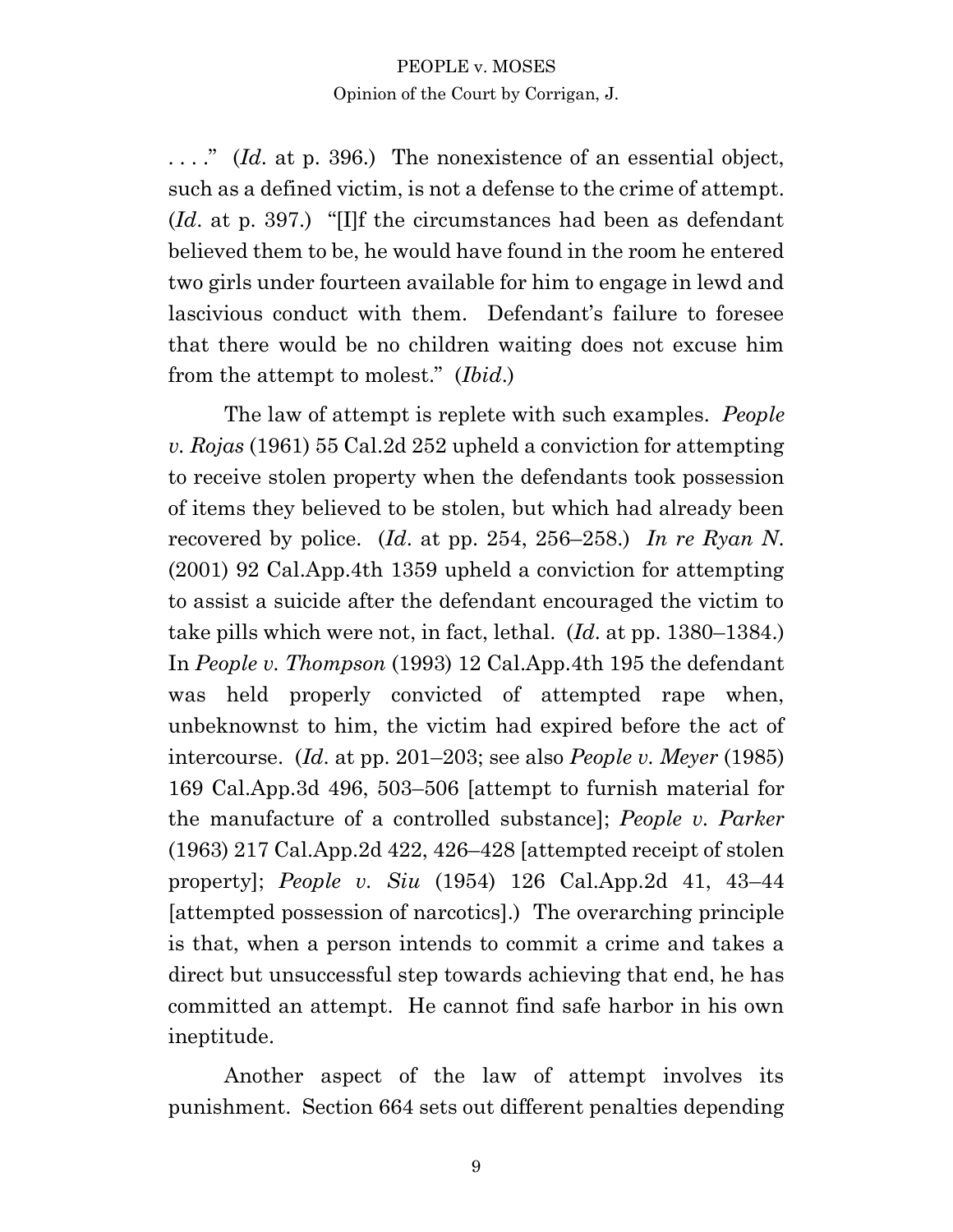. . . ." (*Id*. at p. 396.) The nonexistence of an essential object, such as a defined victim, is not a defense to the crime of attempt. (*Id*. at p. 397.) "[I]f the circumstances had been as defendant believed them to be, he would have found in the room he entered two girls under fourteen available for him to engage in lewd and lascivious conduct with them. Defendant's failure to foresee that there would be no children waiting does not excuse him from the attempt to molest." (*Ibid*.)

The law of attempt is replete with such examples. *People v. Rojas* (1961) 55 Cal.2d 252 upheld a conviction for attempting to receive stolen property when the defendants took possession of items they believed to be stolen, but which had already been recovered by police. (*Id*. at pp. 254, 256–258.) *In re Ryan N.* (2001) 92 Cal.App.4th 1359 upheld a conviction for attempting to assist a suicide after the defendant encouraged the victim to take pills which were not, in fact, lethal. (*Id*. at pp. 1380–1384.) In *People v. Thompson* (1993) 12 Cal.App.4th 195 the defendant was held properly convicted of attempted rape when, unbeknownst to him, the victim had expired before the act of intercourse. (*Id*. at pp. 201–203; see also *People v. Meyer* (1985) 169 Cal.App.3d 496, 503–506 [attempt to furnish material for the manufacture of a controlled substance]; *People v. Parker* (1963) 217 Cal.App.2d 422, 426–428 [attempted receipt of stolen property]; *People v. Siu* (1954) 126 Cal.App.2d 41, 43–44 [attempted possession of narcotics].) The overarching principle is that, when a person intends to commit a crime and takes a direct but unsuccessful step towards achieving that end, he has committed an attempt. He cannot find safe harbor in his own ineptitude.

Another aspect of the law of attempt involves its punishment. Section 664 sets out different penalties depending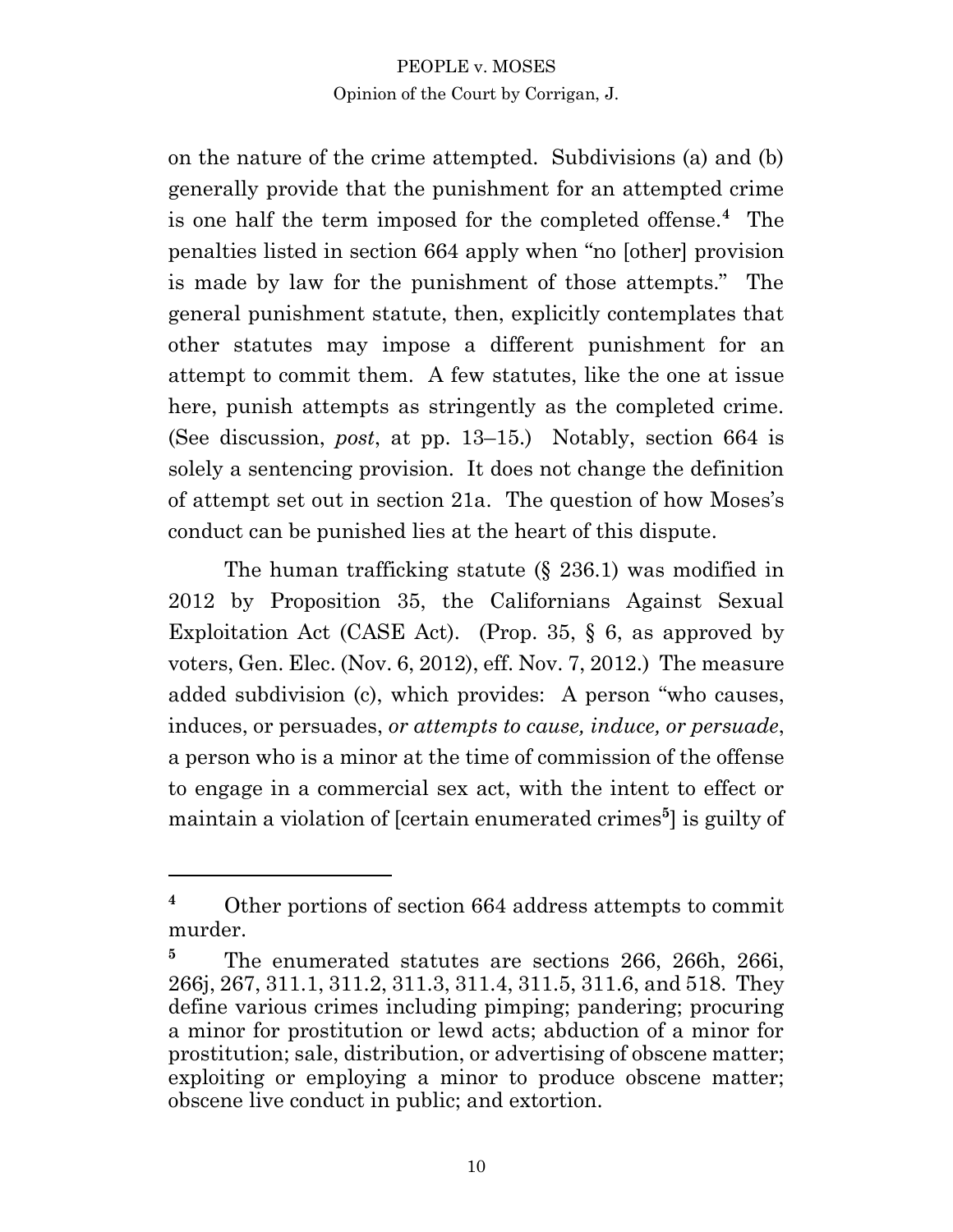on the nature of the crime attempted. Subdivisions (a) and (b) generally provide that the punishment for an attempted crime is one half the term imposed for the completed offense.[4] The penalties listed in section 664 apply when "no [other] provision is made by law for the punishment of those attempts." The general punishment statute, then, explicitly contemplates that other statutes may impose a different punishment for an attempt to commit them. A few statutes, like the one at issue here, punish attempts as stringently as the completed crime. (See discussion, *post*, at pp. 13–15.) Notably, section 664 is solely a sentencing provision. It does not change the definition of attempt set out in section 21a. The question of how Moses's conduct can be punished lies at the heart of this dispute.

The human trafficking statute (§ 236.1) was modified in 2012 by Proposition 35, the Californians Against Sexual Exploitation Act (CASE Act). (Prop. 35, § 6, as approved by voters, Gen. Elec. (Nov. 6, 2012), eff. Nov. 7, 2012.) The measure added subdivision (c), which provides: A person "who causes, induces, or persuades, *or attempts to cause, induce, or persuade*, a person who is a minor at the time of commission of the offense to engage in a commercial sex act, with the intent to effect or maintain a violation of [certain enumerated crimes[5]] is guilty of

---

[4] Other portions of section 664 address attempts to commit murder.

[5] The enumerated statutes are sections 266, 266h, 266i, 266j, 267, 311.1, 311.2, 311.3, 311.4, 311.5, 311.6, and 518. They define various crimes including pimping; pandering; procuring a minor for prostitution or lewd acts; abduction of a minor for prostitution; sale, distribution, or advertising of obscene matter; exploiting or employing a minor to produce obscene matter; obscene live conduct in public; and extortion.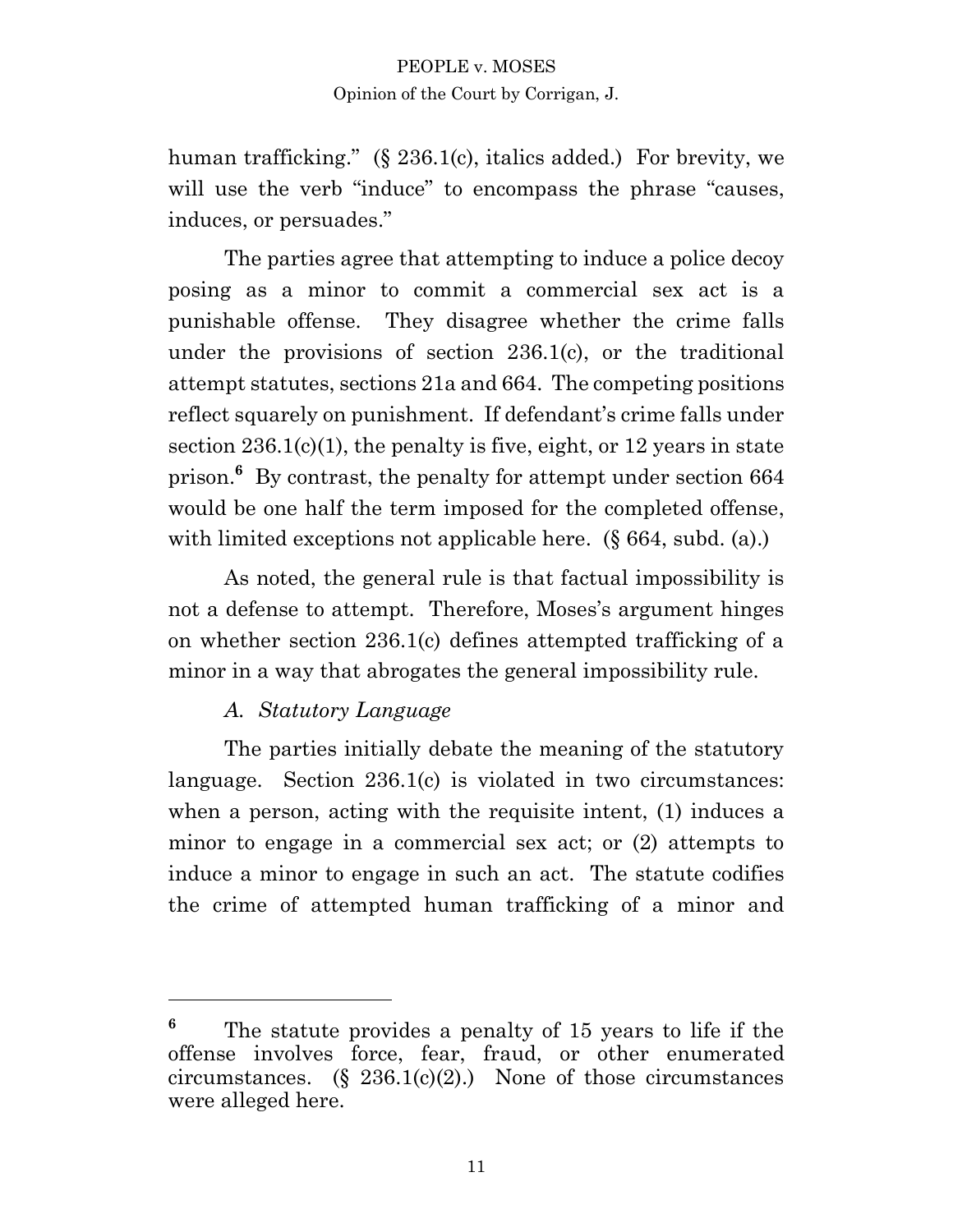human trafficking." (§ 236.1(c), italics added.) For brevity, we will use the verb "induce" to encompass the phrase "causes, induces, or persuades."

The parties agree that attempting to induce a police decoy posing as a minor to commit a commercial sex act is a punishable offense. They disagree whether the crime falls under the provisions of section 236.1(c), or the traditional attempt statutes, sections 21a and 664. The competing positions reflect squarely on punishment. If defendant's crime falls under section 236.1(c)(1), the penalty is five, eight, or 12 years in state prison.[6] By contrast, the penalty for attempt under section 664 would be one half the term imposed for the completed offense, with limited exceptions not applicable here. (§ 664, subd. (a).)

As noted, the general rule is that factual impossibility is not a defense to attempt. Therefore, Moses's argument hinges on whether section 236.1(c) defines attempted trafficking of a minor in a way that abrogates the general impossibility rule.

*A. Statutory Language*

The parties initially debate the meaning of the statutory language. Section 236.1(c) is violated in two circumstances: when a person, acting with the requisite intent, (1) induces a minor to engage in a commercial sex act; or (2) attempts to induce a minor to engage in such an act. The statute codifies the crime of attempted human trafficking of a minor and

---

[6] The statute provides a penalty of 15 years to life if the offense involves force, fear, fraud, or other enumerated circumstances. (§ 236.1(c)(2).) None of those circumstances were alleged here.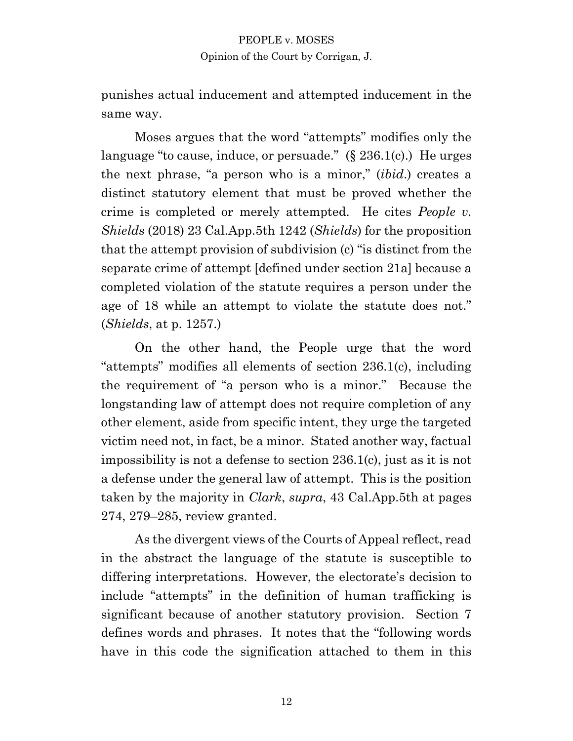punishes actual inducement and attempted inducement in the same way.

Moses argues that the word "attempts" modifies only the language "to cause, induce, or persuade." (§ 236.1(c).) He urges the next phrase, "a person who is a minor," (*ibid*.) creates a distinct statutory element that must be proved whether the crime is completed or merely attempted. He cites *People v. Shields* (2018) 23 Cal.App.5th 1242 (*Shields*) for the proposition that the attempt provision of subdivision (c) "is distinct from the separate crime of attempt [defined under section 21a] because a completed violation of the statute requires a person under the age of 18 while an attempt to violate the statute does not." (*Shields*, at p. 1257.)

On the other hand, the People urge that the word "attempts" modifies all elements of section 236.1(c), including the requirement of "a person who is a minor." Because the longstanding law of attempt does not require completion of any other element, aside from specific intent, they urge the targeted victim need not, in fact, be a minor. Stated another way, factual impossibility is not a defense to section 236.1(c), just as it is not a defense under the general law of attempt. This is the position taken by the majority in *Clark*, *supra*, 43 Cal.App.5th at pages 274, 279–285, review granted.

As the divergent views of the Courts of Appeal reflect, read in the abstract the language of the statute is susceptible to differing interpretations. However, the electorate's decision to include "attempts" in the definition of human trafficking is significant because of another statutory provision. Section 7 defines words and phrases. It notes that the "following words have in this code the signification attached to them in this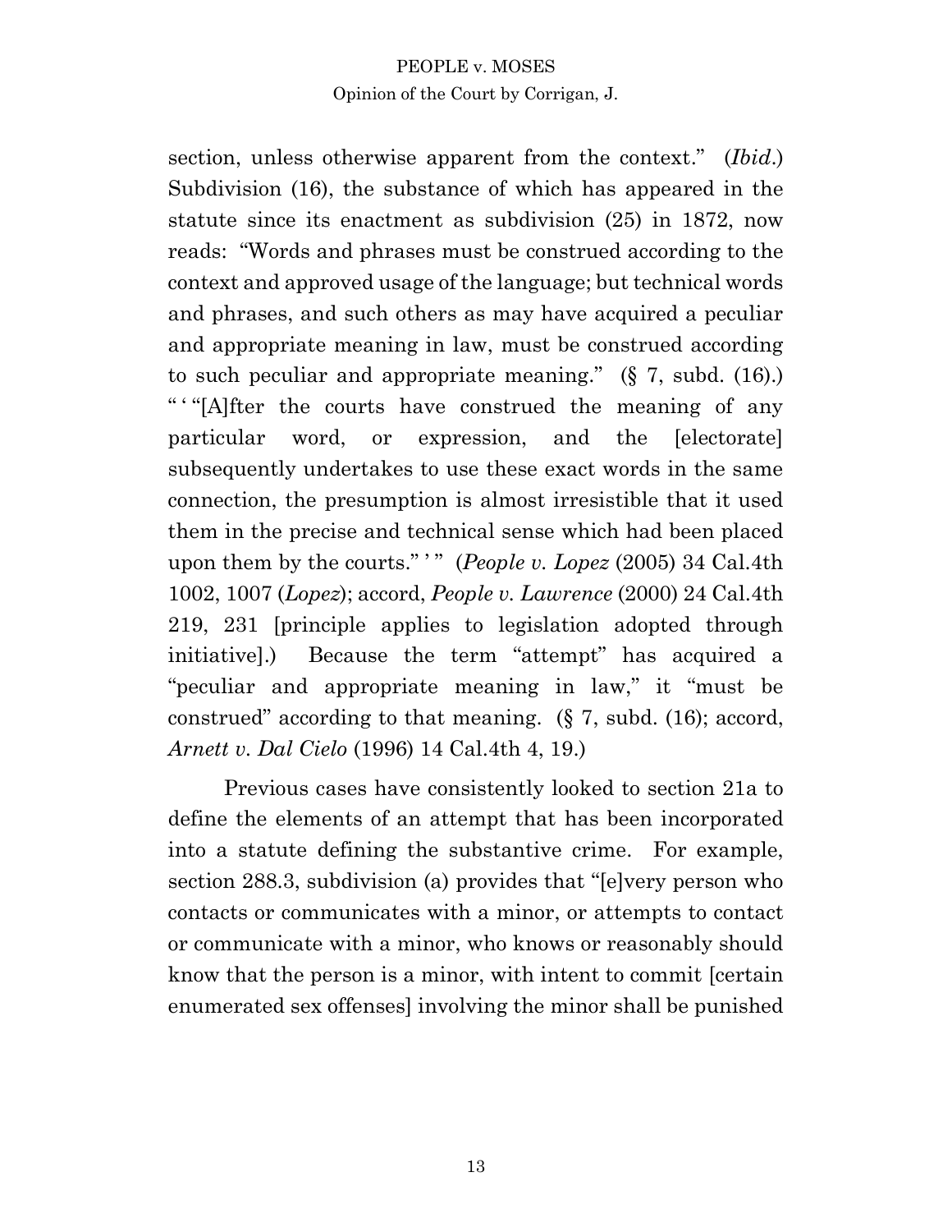section, unless otherwise apparent from the context." (*Ibid*.) Subdivision (16), the substance of which has appeared in the statute since its enactment as subdivision (25) in 1872, now reads: "Words and phrases must be construed according to the context and approved usage of the language; but technical words and phrases, and such others as may have acquired a peculiar and appropriate meaning in law, must be construed according to such peculiar and appropriate meaning." (§ 7, subd. (16).) " ' "[A]fter the courts have construed the meaning of any particular word, or expression, and the [electorate] subsequently undertakes to use these exact words in the same connection, the presumption is almost irresistible that it used them in the precise and technical sense which had been placed upon them by the courts." ' " (*People v. Lopez* (2005) 34 Cal.4th 1002, 1007 (*Lopez*); accord, *People v. Lawrence* (2000) 24 Cal.4th 219, 231 [principle applies to legislation adopted through initiative].) Because the term "attempt" has acquired a "peculiar and appropriate meaning in law," it "must be construed" according to that meaning. (§ 7, subd. (16); accord, *Arnett v. Dal Cielo* (1996) 14 Cal.4th 4, 19.)

Previous cases have consistently looked to section 21a to define the elements of an attempt that has been incorporated into a statute defining the substantive crime. For example, section 288.3, subdivision (a) provides that "[e]very person who contacts or communicates with a minor, or attempts to contact or communicate with a minor, who knows or reasonably should know that the person is a minor, with intent to commit [certain enumerated sex offenses] involving the minor shall be punished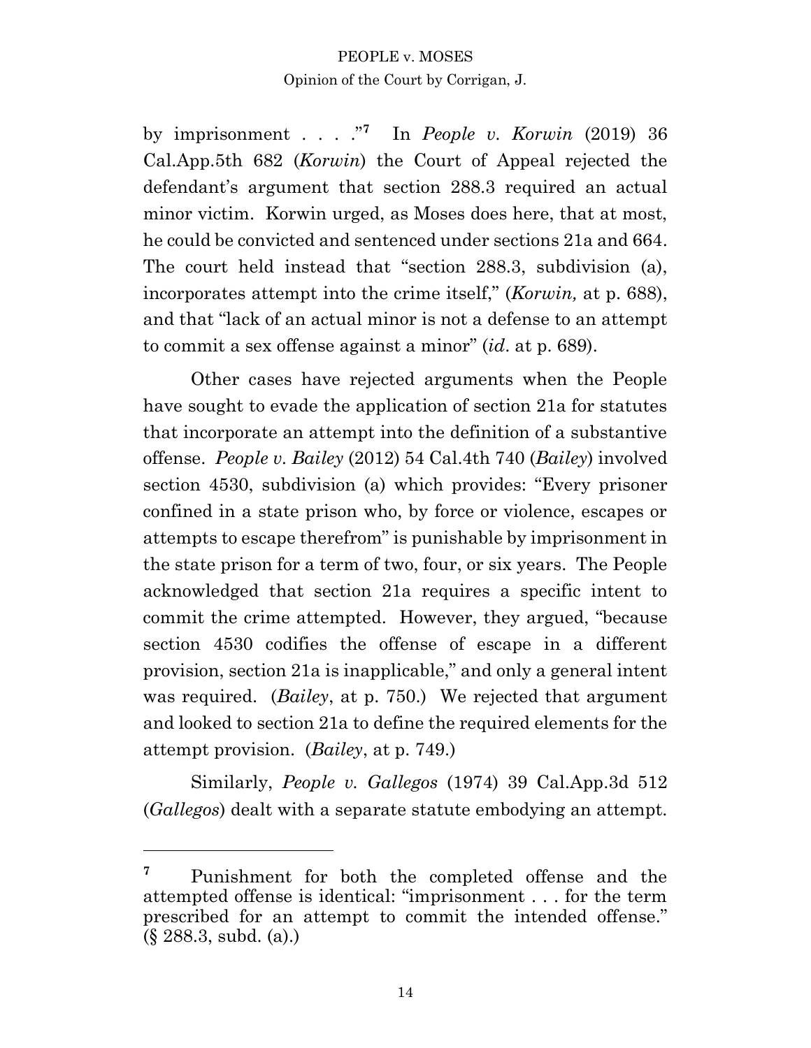by imprisonment . . . ."[7] In *People v. Korwin* (2019) 36 Cal.App.5th 682 (*Korwin*) the Court of Appeal rejected the defendant's argument that section 288.3 required an actual minor victim. Korwin urged, as Moses does here, that at most, he could be convicted and sentenced under sections 21a and 664. The court held instead that "section 288.3, subdivision (a), incorporates attempt into the crime itself," (*Korwin,* at p. 688), and that "lack of an actual minor is not a defense to an attempt to commit a sex offense against a minor" (*id*. at p. 689).

Other cases have rejected arguments when the People have sought to evade the application of section 21a for statutes that incorporate an attempt into the definition of a substantive offense. *People v. Bailey* (2012) 54 Cal.4th 740 (*Bailey*) involved section 4530, subdivision (a) which provides: "Every prisoner confined in a state prison who, by force or violence, escapes or attempts to escape therefrom" is punishable by imprisonment in the state prison for a term of two, four, or six years. The People acknowledged that section 21a requires a specific intent to commit the crime attempted. However, they argued, "because section 4530 codifies the offense of escape in a different provision, section 21a is inapplicable," and only a general intent was required. (*Bailey*, at p. 750.) We rejected that argument and looked to section 21a to define the required elements for the attempt provision. (*Bailey*, at p. 749.)

Similarly, *People v. Gallegos* (1974) 39 Cal.App.3d 512 (*Gallegos*) dealt with a separate statute embodying an attempt.

---

[7] Punishment for both the completed offense and the attempted offense is identical: "imprisonment . . . for the term prescribed for an attempt to commit the intended offense." (§ 288.3, subd. (a).)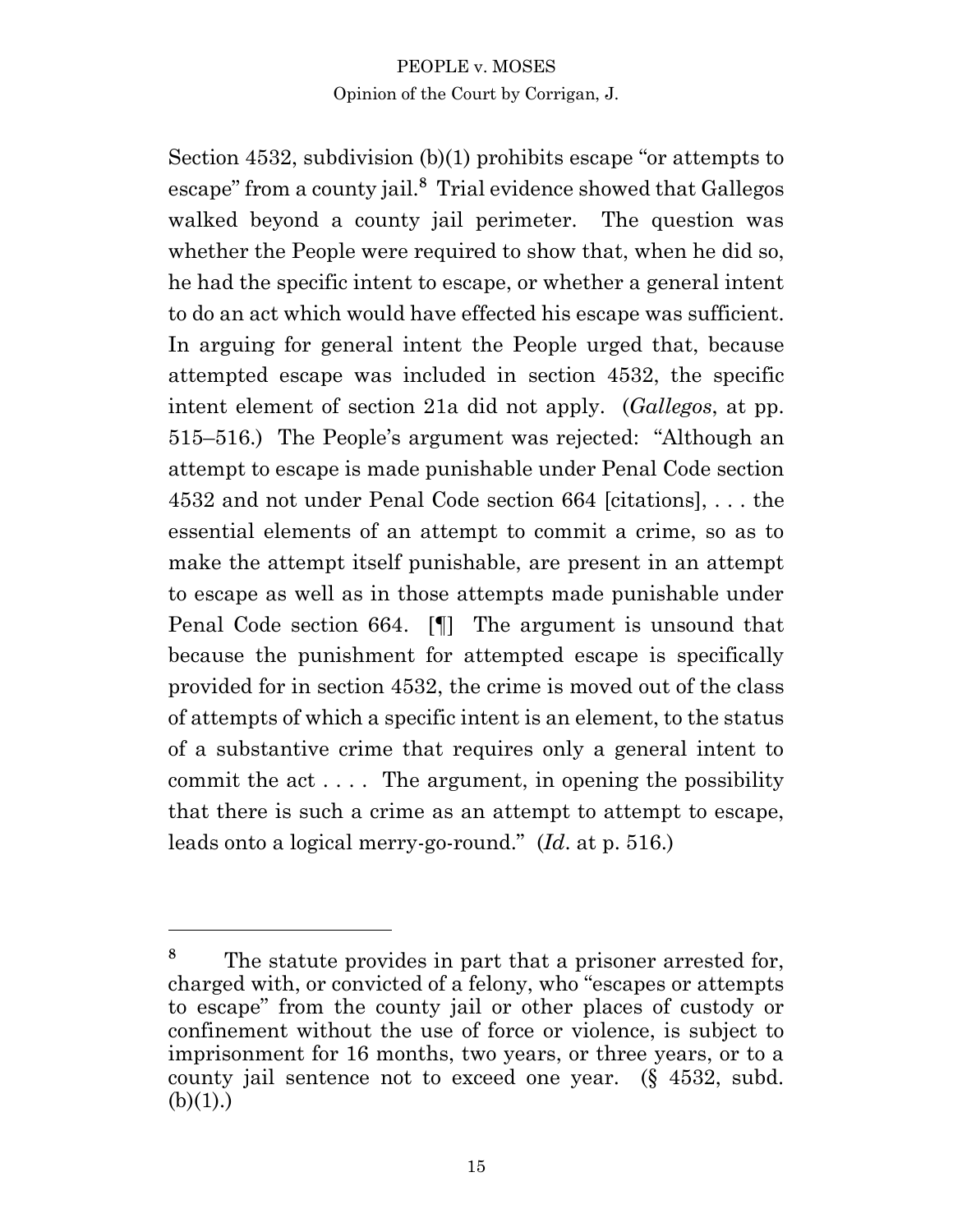Section 4532, subdivision (b)(1) prohibits escape "or attempts to escape" from a county jail.[8] Trial evidence showed that Gallegos walked beyond a county jail perimeter. The question was whether the People were required to show that, when he did so, he had the specific intent to escape, or whether a general intent to do an act which would have effected his escape was sufficient. In arguing for general intent the People urged that, because attempted escape was included in section 4532, the specific intent element of section 21a did not apply. (*Gallegos*, at pp. 515–516.) The People's argument was rejected: "Although an attempt to escape is made punishable under Penal Code section 4532 and not under Penal Code section 664 [citations], . . . the essential elements of an attempt to commit a crime, so as to make the attempt itself punishable, are present in an attempt to escape as well as in those attempts made punishable under Penal Code section 664. [¶] The argument is unsound that because the punishment for attempted escape is specifically provided for in section 4532, the crime is moved out of the class of attempts of which a specific intent is an element, to the status of a substantive crime that requires only a general intent to commit the act . . . . The argument, in opening the possibility that there is such a crime as an attempt to attempt to escape, leads onto a logical merry-go-round." (*Id*. at p. 516.)

---

[8] The statute provides in part that a prisoner arrested for, charged with, or convicted of a felony, who "escapes or attempts to escape" from the county jail or other places of custody or confinement without the use of force or violence, is subject to imprisonment for 16 months, two years, or three years, or to a county jail sentence not to exceed one year. (§ 4532, subd. (b)(1).)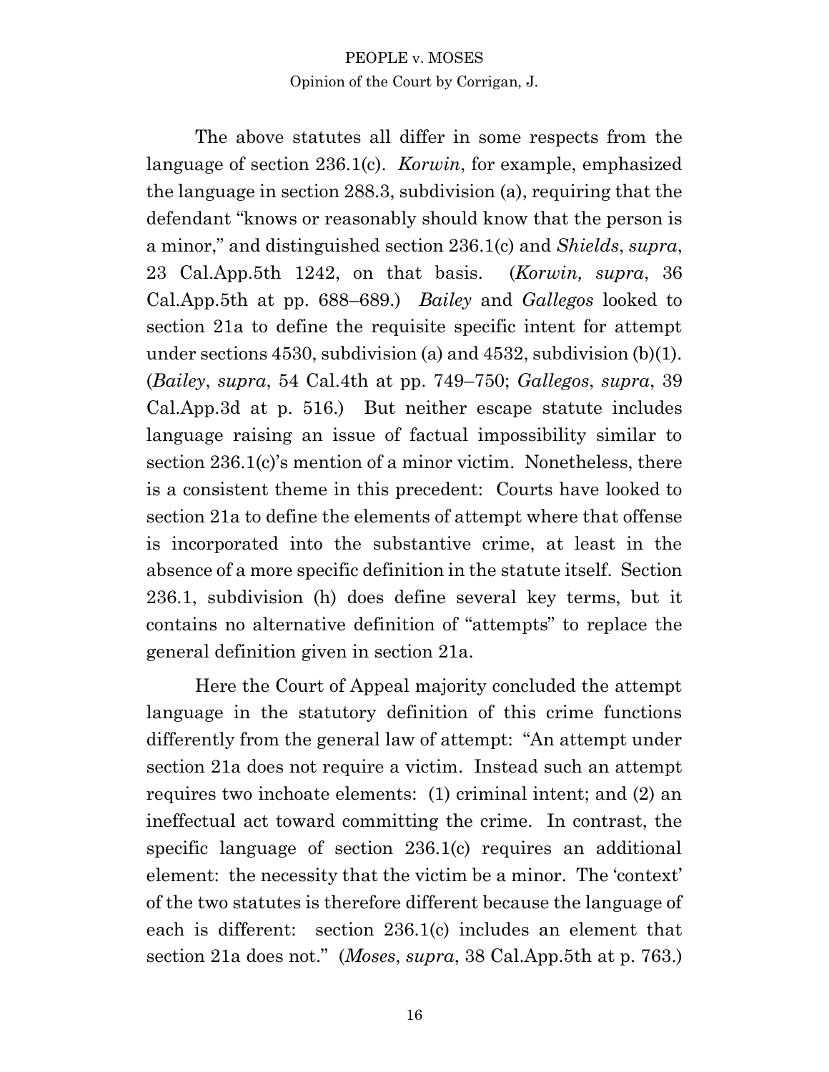The above statutes all differ in some respects from the language of section 236.1(c). *Korwin*, for example, emphasized the language in section 288.3, subdivision (a), requiring that the defendant "knows or reasonably should know that the person is a minor," and distinguished section 236.1(c) and *Shields*, *supra*, 23 Cal.App.5th 1242, on that basis. (*Korwin, supra*, 36 Cal.App.5th at pp. 688–689.) *Bailey* and *Gallegos* looked to section 21a to define the requisite specific intent for attempt under sections 4530, subdivision (a) and 4532, subdivision (b)(1). (*Bailey*, *supra*, 54 Cal.4th at pp. 749–750; *Gallegos*, *supra*, 39 Cal.App.3d at p. 516.) But neither escape statute includes language raising an issue of factual impossibility similar to section 236.1(c)'s mention of a minor victim. Nonetheless, there is a consistent theme in this precedent: Courts have looked to section 21a to define the elements of attempt where that offense is incorporated into the substantive crime, at least in the absence of a more specific definition in the statute itself. Section 236.1, subdivision (h) does define several key terms, but it contains no alternative definition of "attempts" to replace the general definition given in section 21a.

Here the Court of Appeal majority concluded the attempt language in the statutory definition of this crime functions differently from the general law of attempt: "An attempt under section 21a does not require a victim. Instead such an attempt requires two inchoate elements: (1) criminal intent; and (2) an ineffectual act toward committing the crime. In contrast, the specific language of section 236.1(c) requires an additional element: the necessity that the victim be a minor. The 'context' of the two statutes is therefore different because the language of each is different: section 236.1(c) includes an element that section 21a does not." (*Moses*, *supra*, 38 Cal.App.5th at p. 763.)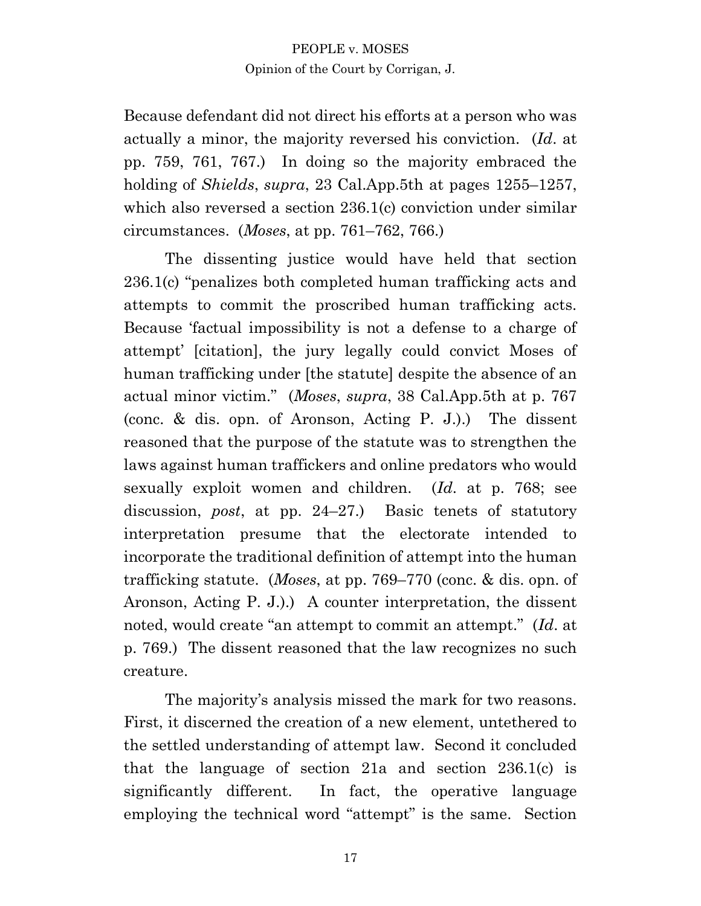Because defendant did not direct his efforts at a person who was actually a minor, the majority reversed his conviction. (*Id*. at pp. 759, 761, 767.) In doing so the majority embraced the holding of *Shields*, *supra*, 23 Cal.App.5th at pages 1255–1257, which also reversed a section 236.1(c) conviction under similar circumstances. (*Moses*, at pp. 761–762, 766.)

The dissenting justice would have held that section 236.1(c) "penalizes both completed human trafficking acts and attempts to commit the proscribed human trafficking acts. Because 'factual impossibility is not a defense to a charge of attempt' [citation], the jury legally could convict Moses of human trafficking under [the statute] despite the absence of an actual minor victim." (*Moses*, *supra*, 38 Cal.App.5th at p. 767 (conc. & dis. opn. of Aronson, Acting P. J.).) The dissent reasoned that the purpose of the statute was to strengthen the laws against human traffickers and online predators who would sexually exploit women and children. (*Id*. at p. 768; see discussion, *post*, at pp. 24–27.) Basic tenets of statutory interpretation presume that the electorate intended to incorporate the traditional definition of attempt into the human trafficking statute. (*Moses*, at pp. 769–770 (conc. & dis. opn. of Aronson, Acting P. J.).) A counter interpretation, the dissent noted, would create "an attempt to commit an attempt." (*Id*. at p. 769.) The dissent reasoned that the law recognizes no such creature.

The majority's analysis missed the mark for two reasons. First, it discerned the creation of a new element, untethered to the settled understanding of attempt law. Second it concluded that the language of section 21a and section 236.1(c) is significantly different. In fact, the operative language employing the technical word "attempt" is the same. Section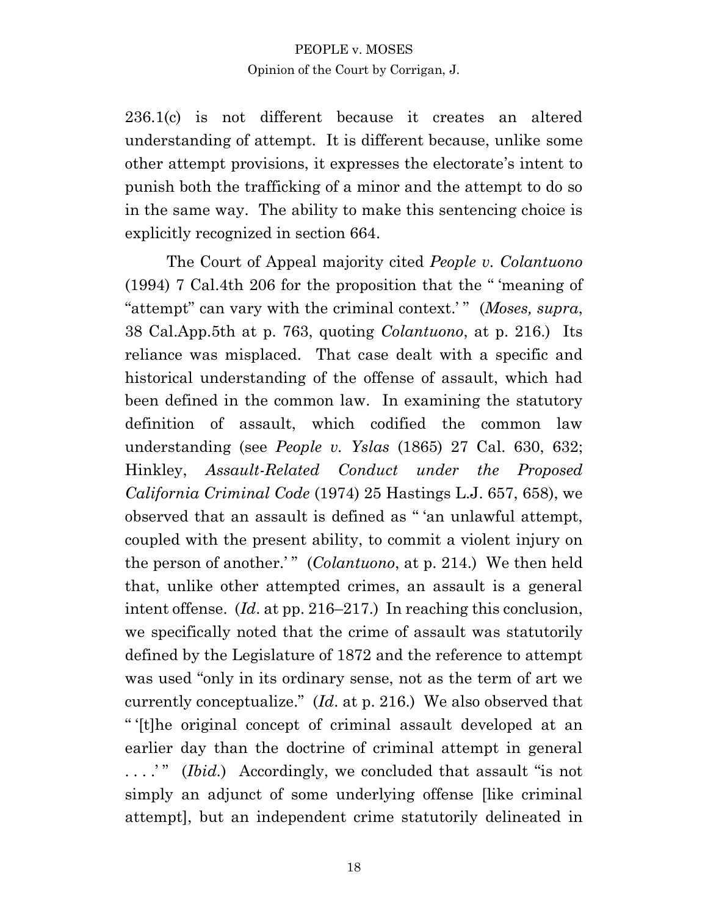236.1(c) is not different because it creates an altered understanding of attempt. It is different because, unlike some other attempt provisions, it expresses the electorate's intent to punish both the trafficking of a minor and the attempt to do so in the same way. The ability to make this sentencing choice is explicitly recognized in section 664.

The Court of Appeal majority cited *People v. Colantuono* (1994) 7 Cal.4th 206 for the proposition that the " 'meaning of "attempt" can vary with the criminal context.' " (*Moses, supra*, 38 Cal.App.5th at p. 763, quoting *Colantuono*, at p. 216.) Its reliance was misplaced. That case dealt with a specific and historical understanding of the offense of assault, which had been defined in the common law. In examining the statutory definition of assault, which codified the common law understanding (see *People v. Yslas* (1865) 27 Cal. 630, 632; Hinkley, *Assault-Related Conduct under the Proposed California Criminal Code* (1974) 25 Hastings L.J. 657, 658), we observed that an assault is defined as " 'an unlawful attempt, coupled with the present ability, to commit a violent injury on the person of another.' " (*Colantuono*, at p. 214.) We then held that, unlike other attempted crimes, an assault is a general intent offense. (*Id*. at pp. 216–217.) In reaching this conclusion, we specifically noted that the crime of assault was statutorily defined by the Legislature of 1872 and the reference to attempt was used "only in its ordinary sense, not as the term of art we currently conceptualize." (*Id*. at p. 216.) We also observed that " '[t]he original concept of criminal assault developed at an earlier day than the doctrine of criminal attempt in general . . . .' " (*Ibid.*) Accordingly, we concluded that assault "is not simply an adjunct of some underlying offense [like criminal attempt], but an independent crime statutorily delineated in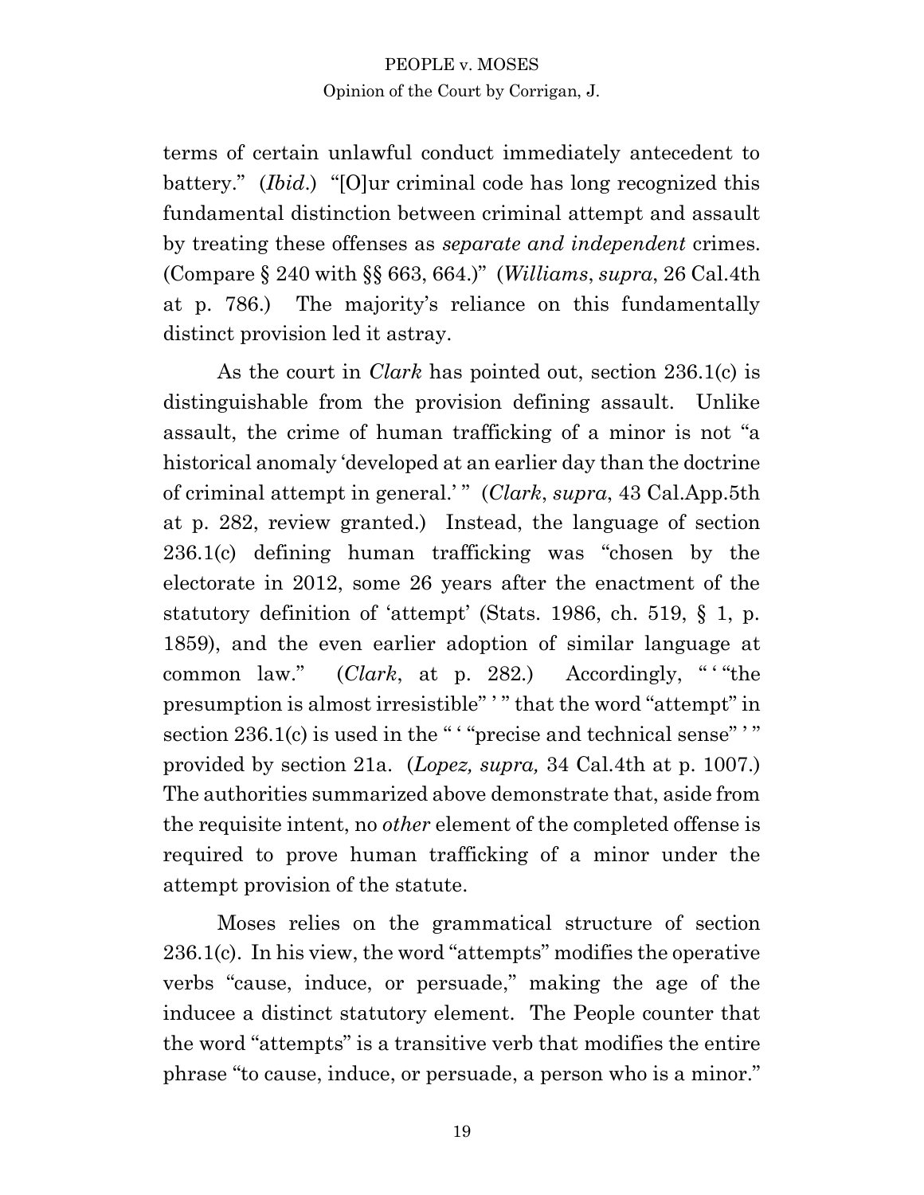terms of certain unlawful conduct immediately antecedent to battery." (*Ibid*.) "[O]ur criminal code has long recognized this fundamental distinction between criminal attempt and assault by treating these offenses as *separate and independent* crimes. (Compare § 240 with §§ 663, 664.)" (*Williams*, *supra*, 26 Cal.4th at p. 786.) The majority's reliance on this fundamentally distinct provision led it astray.

As the court in *Clark* has pointed out, section 236.1(c) is distinguishable from the provision defining assault. Unlike assault, the crime of human trafficking of a minor is not "a historical anomaly 'developed at an earlier day than the doctrine of criminal attempt in general.' " (*Clark*, *supra*, 43 Cal.App.5th at p. 282, review granted.) Instead, the language of section 236.1(c) defining human trafficking was "chosen by the electorate in 2012, some 26 years after the enactment of the statutory definition of 'attempt' (Stats. 1986, ch. 519, § 1, p. 1859), and the even earlier adoption of similar language at common law." (*Clark*, at p. 282.) Accordingly, " ' "the presumption is almost irresistible" ' " that the word "attempt" in section 236.1(c) is used in the " ' "precise and technical sense" ' " provided by section 21a. (*Lopez, supra,* 34 Cal.4th at p. 1007.) The authorities summarized above demonstrate that, aside from the requisite intent, no *other* element of the completed offense is required to prove human trafficking of a minor under the attempt provision of the statute.

Moses relies on the grammatical structure of section 236.1(c). In his view, the word "attempts" modifies the operative verbs "cause, induce, or persuade," making the age of the inducee a distinct statutory element. The People counter that the word "attempts" is a transitive verb that modifies the entire phrase "to cause, induce, or persuade, a person who is a minor."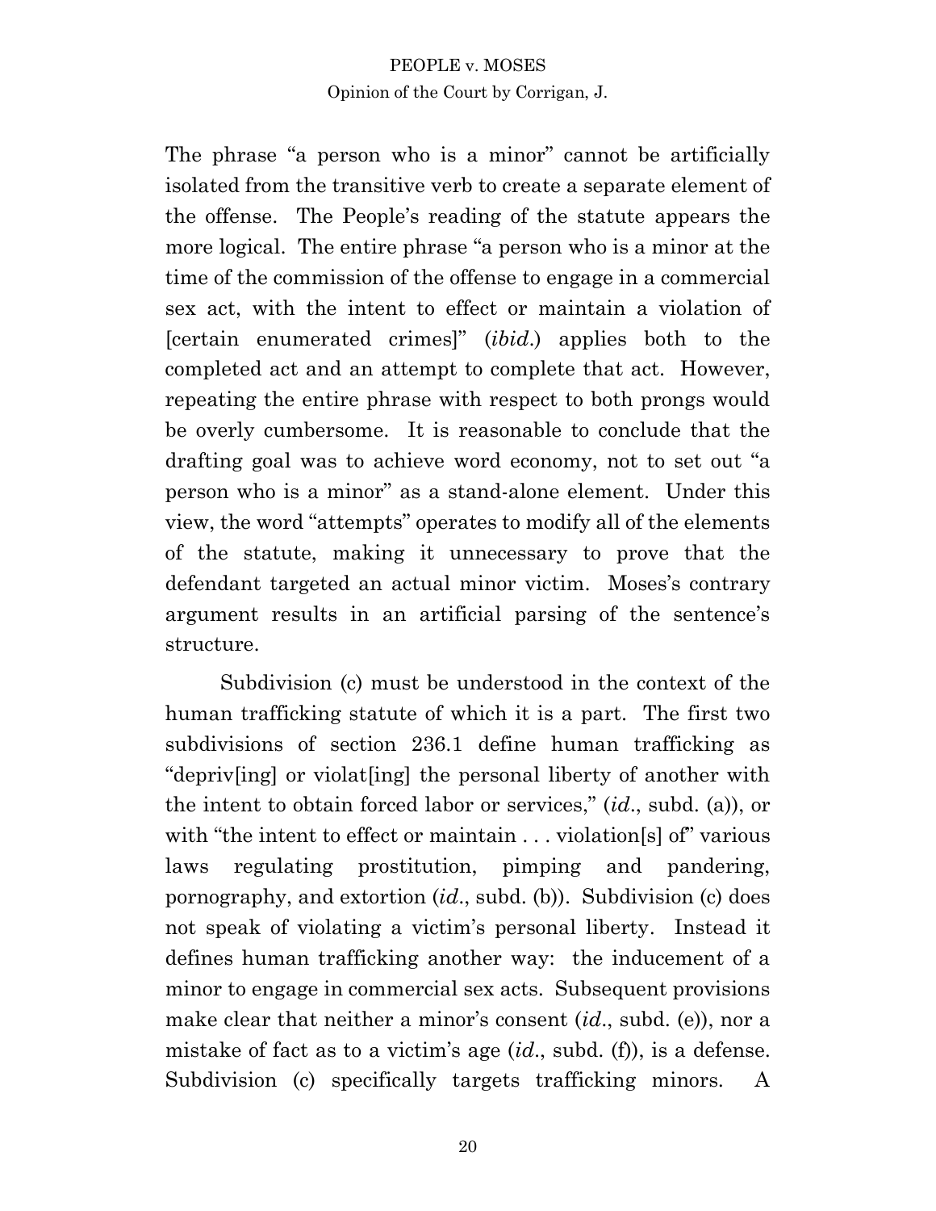The phrase "a person who is a minor" cannot be artificially isolated from the transitive verb to create a separate element of the offense. The People's reading of the statute appears the more logical. The entire phrase "a person who is a minor at the time of the commission of the offense to engage in a commercial sex act, with the intent to effect or maintain a violation of [certain enumerated crimes]" (*ibid*.) applies both to the completed act and an attempt to complete that act. However, repeating the entire phrase with respect to both prongs would be overly cumbersome. It is reasonable to conclude that the drafting goal was to achieve word economy, not to set out "a person who is a minor" as a stand-alone element. Under this view, the word "attempts" operates to modify all of the elements of the statute, making it unnecessary to prove that the defendant targeted an actual minor victim. Moses's contrary argument results in an artificial parsing of the sentence's structure.

Subdivision (c) must be understood in the context of the human trafficking statute of which it is a part. The first two subdivisions of section 236.1 define human trafficking as "depriv[ing] or violat[ing] the personal liberty of another with the intent to obtain forced labor or services," (*id*., subd. (a)), or with "the intent to effect or maintain . . . violation[s] of" various laws regulating prostitution, pimping and pandering, pornography, and extortion (*id*., subd. (b)). Subdivision (c) does not speak of violating a victim's personal liberty. Instead it defines human trafficking another way: the inducement of a minor to engage in commercial sex acts. Subsequent provisions make clear that neither a minor's consent (*id*., subd. (e)), nor a mistake of fact as to a victim's age (*id*., subd. (f)), is a defense. Subdivision (c) specifically targets trafficking minors. A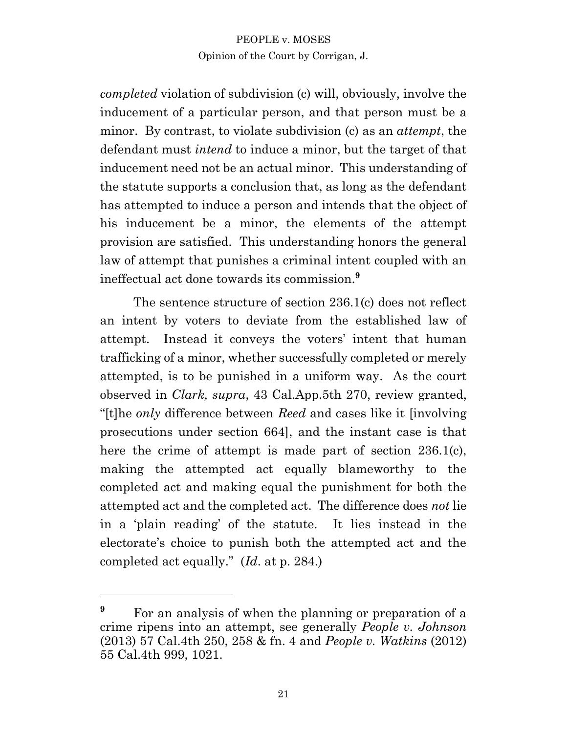*completed* violation of subdivision (c) will, obviously, involve the inducement of a particular person, and that person must be a minor. By contrast, to violate subdivision (c) as an *attempt*, the defendant must *intend* to induce a minor, but the target of that inducement need not be an actual minor. This understanding of the statute supports a conclusion that, as long as the defendant has attempted to induce a person and intends that the object of his inducement be a minor, the elements of the attempt provision are satisfied. This understanding honors the general law of attempt that punishes a criminal intent coupled with an ineffectual act done towards its commission.[9]

The sentence structure of section 236.1(c) does not reflect an intent by voters to deviate from the established law of attempt. Instead it conveys the voters' intent that human trafficking of a minor, whether successfully completed or merely attempted, is to be punished in a uniform way. As the court observed in *Clark, supra*, 43 Cal.App.5th 270, review granted, "[t]he *only* difference between *Reed* and cases like it [involving prosecutions under section 664], and the instant case is that here the crime of attempt is made part of section 236.1(c), making the attempted act equally blameworthy to the completed act and making equal the punishment for both the attempted act and the completed act. The difference does *not* lie in a 'plain reading' of the statute. It lies instead in the electorate's choice to punish both the attempted act and the completed act equally." (*Id*. at p. 284.)

---

[9] For an analysis of when the planning or preparation of a crime ripens into an attempt, see generally *People v. Johnson* (2013) 57 Cal.4th 250, 258 & fn. 4 and *People v. Watkins* (2012) 55 Cal.4th 999, 1021.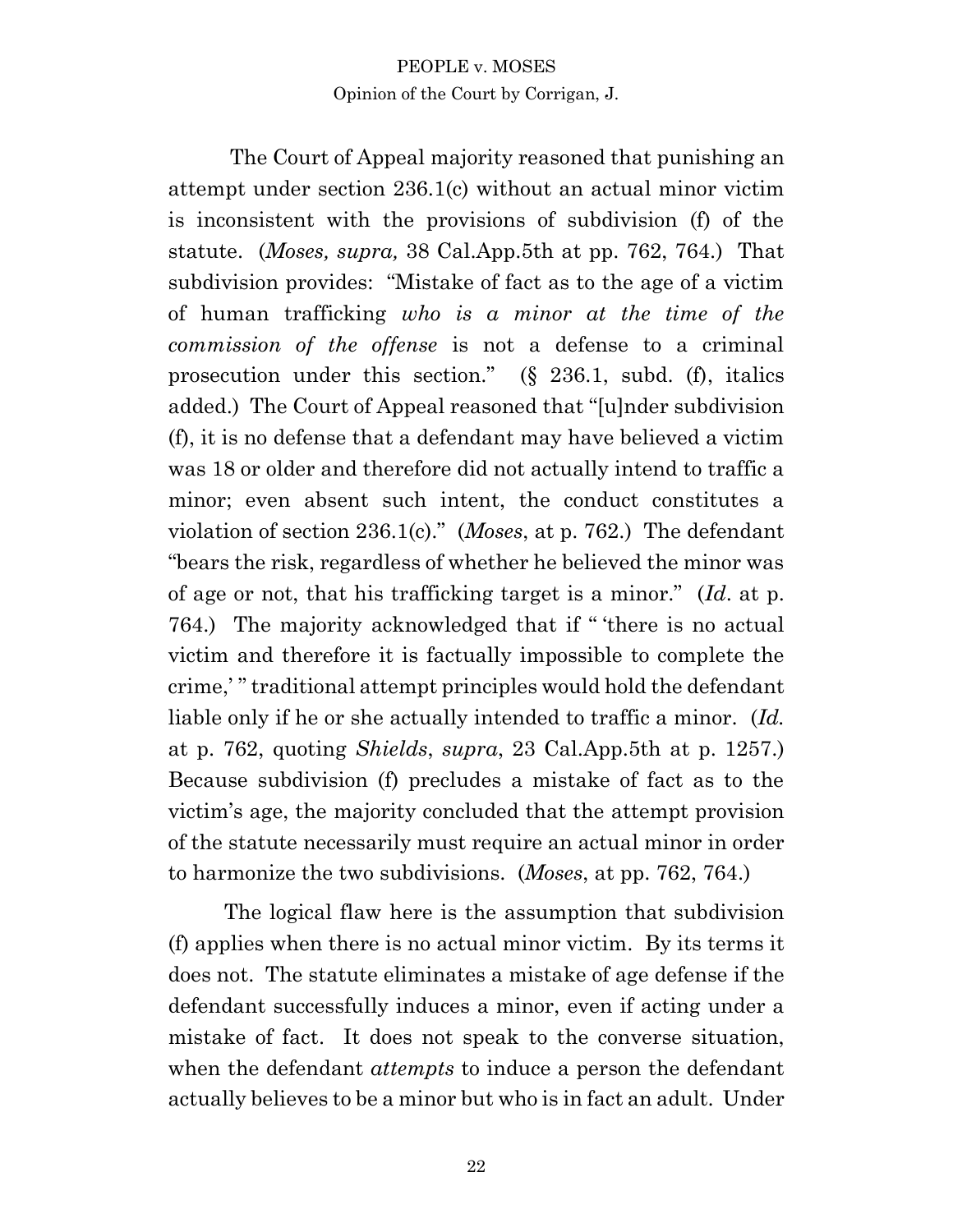The Court of Appeal majority reasoned that punishing an attempt under section 236.1(c) without an actual minor victim is inconsistent with the provisions of subdivision (f) of the statute. (*Moses, supra,* 38 Cal.App.5th at pp. 762, 764.) That subdivision provides: "Mistake of fact as to the age of a victim of human trafficking *who is a minor at the time of the commission of the offense* is not a defense to a criminal prosecution under this section." (§ 236.1, subd. (f), italics added.) The Court of Appeal reasoned that "[u]nder subdivision (f), it is no defense that a defendant may have believed a victim was 18 or older and therefore did not actually intend to traffic a minor; even absent such intent, the conduct constitutes a violation of section 236.1(c)." (*Moses*, at p. 762.) The defendant "bears the risk, regardless of whether he believed the minor was of age or not, that his trafficking target is a minor." (*Id*. at p. 764.) The majority acknowledged that if " 'there is no actual victim and therefore it is factually impossible to complete the crime,' " traditional attempt principles would hold the defendant liable only if he or she actually intended to traffic a minor. (*Id.* at p. 762, quoting *Shields*, *supra*, 23 Cal.App.5th at p. 1257.) Because subdivision (f) precludes a mistake of fact as to the victim's age, the majority concluded that the attempt provision of the statute necessarily must require an actual minor in order to harmonize the two subdivisions. (*Moses*, at pp. 762, 764.)

The logical flaw here is the assumption that subdivision (f) applies when there is no actual minor victim. By its terms it does not. The statute eliminates a mistake of age defense if the defendant successfully induces a minor, even if acting under a mistake of fact. It does not speak to the converse situation, when the defendant *attempts* to induce a person the defendant actually believes to be a minor but who is in fact an adult. Under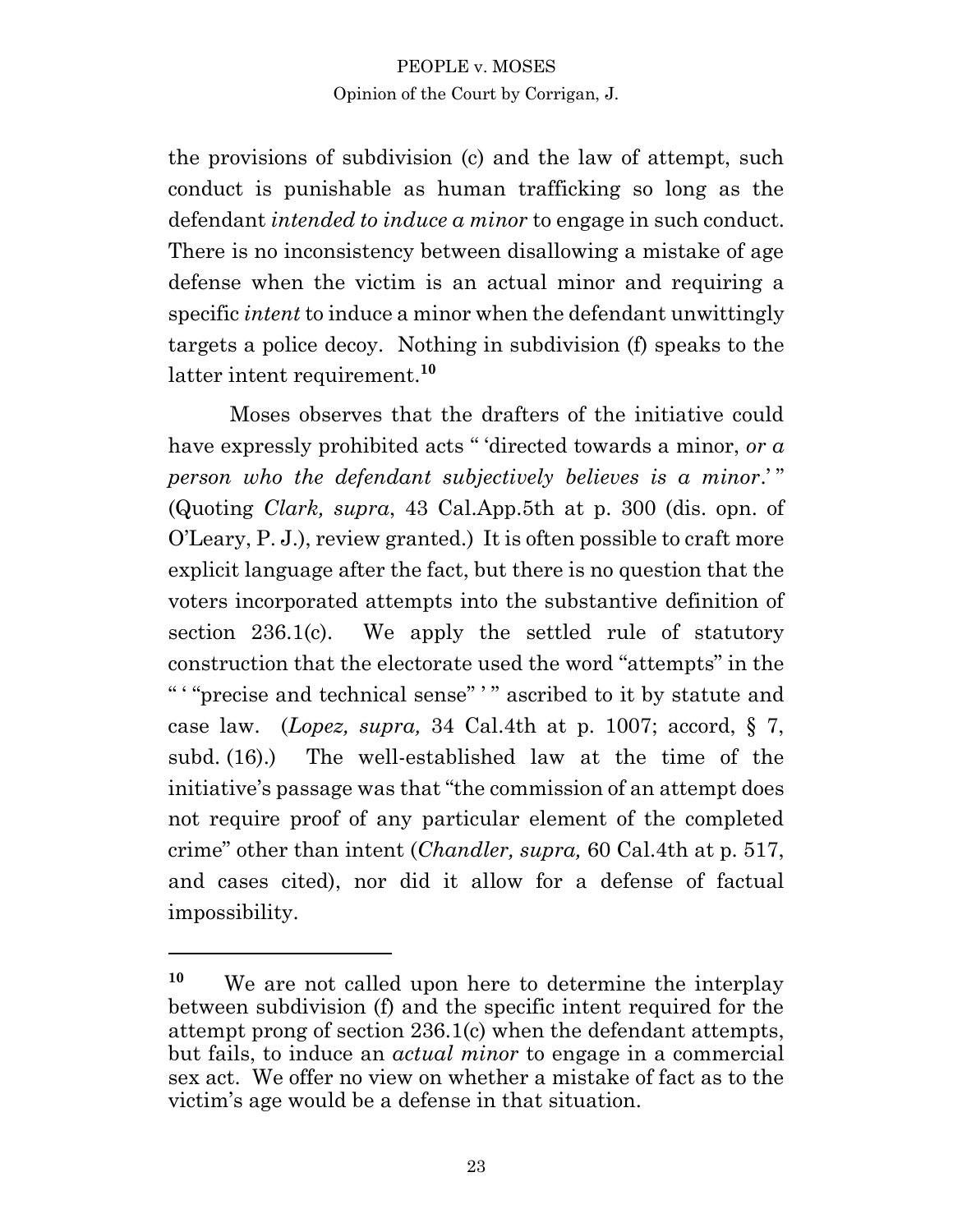the provisions of subdivision (c) and the law of attempt, such conduct is punishable as human trafficking so long as the defendant *intended to induce a minor* to engage in such conduct. There is no inconsistency between disallowing a mistake of age defense when the victim is an actual minor and requiring a specific *intent* to induce a minor when the defendant unwittingly targets a police decoy. Nothing in subdivision (f) speaks to the latter intent requirement.[10]

Moses observes that the drafters of the initiative could have expressly prohibited acts " 'directed towards a minor, *or a person who the defendant subjectively believes is a minor*.' " (Quoting *Clark, supra*, 43 Cal.App.5th at p. 300 (dis. opn. of O'Leary, P. J.), review granted.) It is often possible to craft more explicit language after the fact, but there is no question that the voters incorporated attempts into the substantive definition of section 236.1(c). We apply the settled rule of statutory construction that the electorate used the word "attempts" in the " ' "precise and technical sense" ' " ascribed to it by statute and case law. (*Lopez, supra,* 34 Cal.4th at p. 1007; accord, § 7, subd. (16).) The well-established law at the time of the initiative's passage was that "the commission of an attempt does not require proof of any particular element of the completed crime" other than intent (*Chandler, supra,* 60 Cal.4th at p. 517, and cases cited), nor did it allow for a defense of factual impossibility.

---

[10] We are not called upon here to determine the interplay between subdivision (f) and the specific intent required for the attempt prong of section 236.1(c) when the defendant attempts, but fails, to induce an *actual minor* to engage in a commercial sex act. We offer no view on whether a mistake of fact as to the victim's age would be a defense in that situation.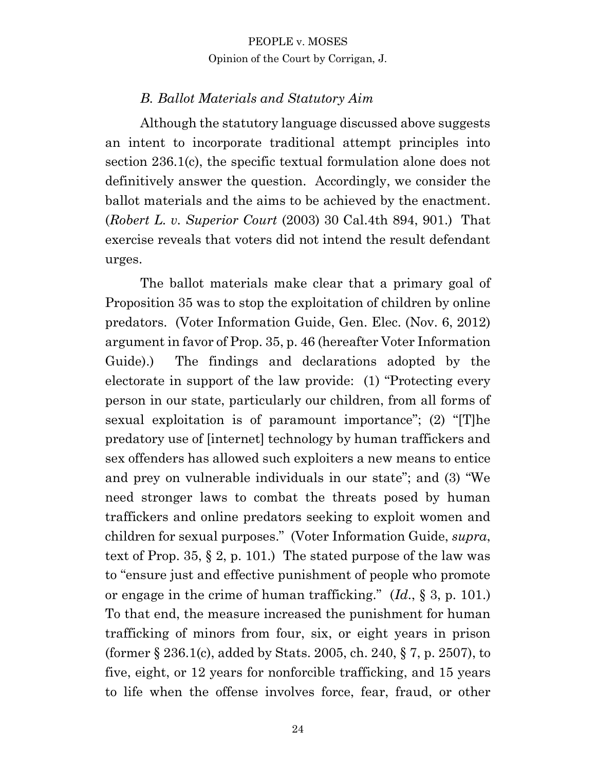### *B. Ballot Materials and Statutory Aim*

Although the statutory language discussed above suggests an intent to incorporate traditional attempt principles into section 236.1(c), the specific textual formulation alone does not definitively answer the question. Accordingly, we consider the ballot materials and the aims to be achieved by the enactment. (*Robert L. v. Superior Court* (2003) 30 Cal.4th 894, 901.) That exercise reveals that voters did not intend the result defendant urges.

The ballot materials make clear that a primary goal of Proposition 35 was to stop the exploitation of children by online predators. (Voter Information Guide, Gen. Elec. (Nov. 6, 2012) argument in favor of Prop. 35, p. 46 (hereafter Voter Information Guide).) The findings and declarations adopted by the electorate in support of the law provide: (1) "Protecting every person in our state, particularly our children, from all forms of sexual exploitation is of paramount importance"; (2) "[T]he predatory use of [internet] technology by human traffickers and sex offenders has allowed such exploiters a new means to entice and prey on vulnerable individuals in our state"; and (3) "We need stronger laws to combat the threats posed by human traffickers and online predators seeking to exploit women and children for sexual purposes." (Voter Information Guide, *supra*, text of Prop. 35, § 2, p. 101.) The stated purpose of the law was to "ensure just and effective punishment of people who promote or engage in the crime of human trafficking." (*Id.*, § 3, p. 101.) To that end, the measure increased the punishment for human trafficking of minors from four, six, or eight years in prison (former § 236.1(c), added by Stats. 2005, ch. 240, § 7, p. 2507), to five, eight, or 12 years for nonforcible trafficking, and 15 years to life when the offense involves force, fear, fraud, or other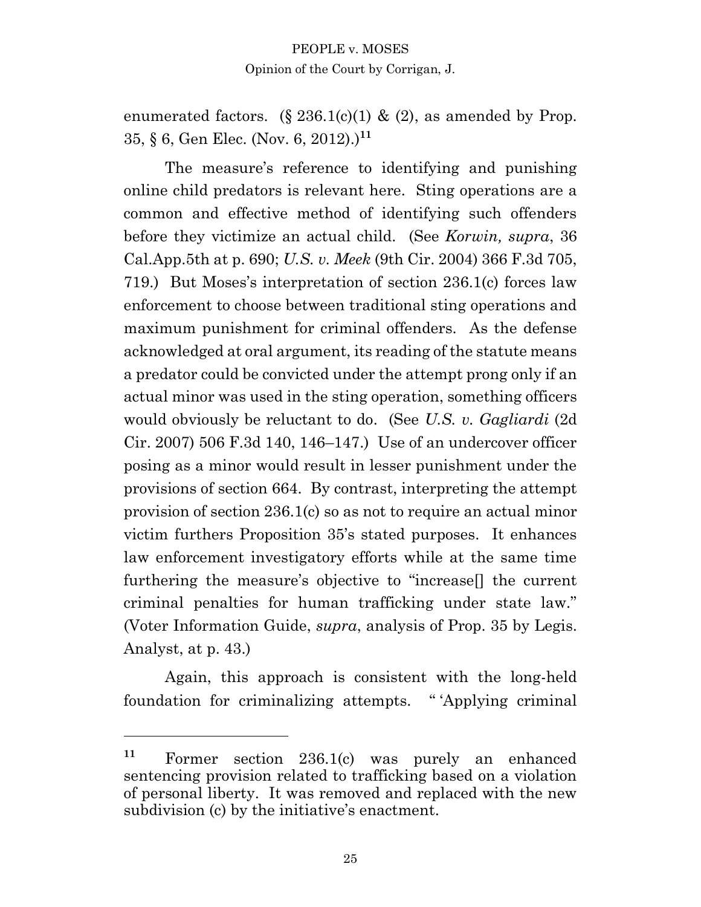enumerated factors. (§ 236.1(c)(1) & (2), as amended by Prop. 35, § 6, Gen Elec. (Nov. 6, 2012).)[11]

The measure's reference to identifying and punishing online child predators is relevant here. Sting operations are a common and effective method of identifying such offenders before they victimize an actual child. (See *Korwin, supra*, 36 Cal.App.5th at p. 690; *U.S. v. Meek* (9th Cir. 2004) 366 F.3d 705, 719.) But Moses's interpretation of section 236.1(c) forces law enforcement to choose between traditional sting operations and maximum punishment for criminal offenders. As the defense acknowledged at oral argument, its reading of the statute means a predator could be convicted under the attempt prong only if an actual minor was used in the sting operation, something officers would obviously be reluctant to do. (See *U.S. v. Gagliardi* (2d Cir. 2007) 506 F.3d 140, 146–147.) Use of an undercover officer posing as a minor would result in lesser punishment under the provisions of section 664. By contrast, interpreting the attempt provision of section 236.1(c) so as not to require an actual minor victim furthers Proposition 35's stated purposes. It enhances law enforcement investigatory efforts while at the same time furthering the measure's objective to "increase[] the current criminal penalties for human trafficking under state law." (Voter Information Guide, *supra*, analysis of Prop. 35 by Legis. Analyst, at p. 43.)

Again, this approach is consistent with the long-held foundation for criminalizing attempts. " 'Applying criminal

---

[11] Former section 236.1(c) was purely an enhanced sentencing provision related to trafficking based on a violation of personal liberty. It was removed and replaced with the new subdivision (c) by the initiative's enactment.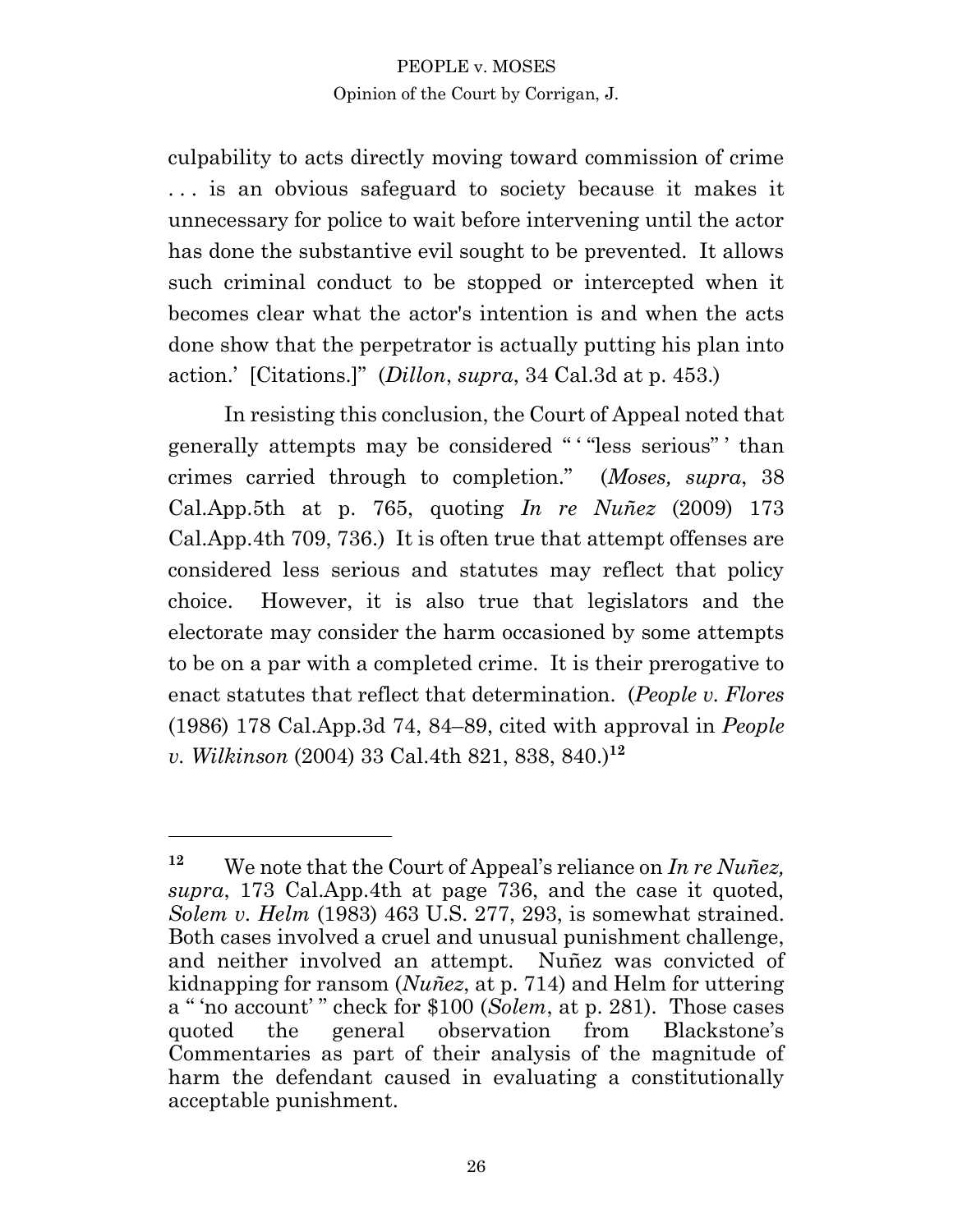culpability to acts directly moving toward commission of crime . . . is an obvious safeguard to society because it makes it unnecessary for police to wait before intervening until the actor has done the substantive evil sought to be prevented. It allows such criminal conduct to be stopped or intercepted when it becomes clear what the actor's intention is and when the acts done show that the perpetrator is actually putting his plan into action.' [Citations.]" (*Dillon*, *supra*, 34 Cal.3d at p. 453.)

In resisting this conclusion, the Court of Appeal noted that generally attempts may be considered " ' "less serious" ' than crimes carried through to completion." (*Moses, supra*, 38 Cal.App.5th at p. 765, quoting *In re Nuñez* (2009) 173 Cal.App.4th 709, 736.) It is often true that attempt offenses are considered less serious and statutes may reflect that policy choice. However, it is also true that legislators and the electorate may consider the harm occasioned by some attempts to be on a par with a completed crime. It is their prerogative to enact statutes that reflect that determination. (*People v. Flores* (1986) 178 Cal.App.3d 74, 84–89, cited with approval in *People v. Wilkinson* (2004) 33 Cal.4th 821, 838, 840.)[12]

---

[12] We note that the Court of Appeal's reliance on *In re Nuñez, supra*, 173 Cal.App.4th at page 736, and the case it quoted, *Solem v. Helm* (1983) 463 U.S. 277, 293, is somewhat strained. Both cases involved a cruel and unusual punishment challenge, and neither involved an attempt. Nuñez was convicted of kidnapping for ransom (*Nuñez*, at p. 714) and Helm for uttering a " 'no account' " check for $100 (*Solem*, at p. 281). Those cases quoted the general observation from Blackstone's Commentaries as part of their analysis of the magnitude of harm the defendant caused in evaluating a constitutionally acceptable punishment.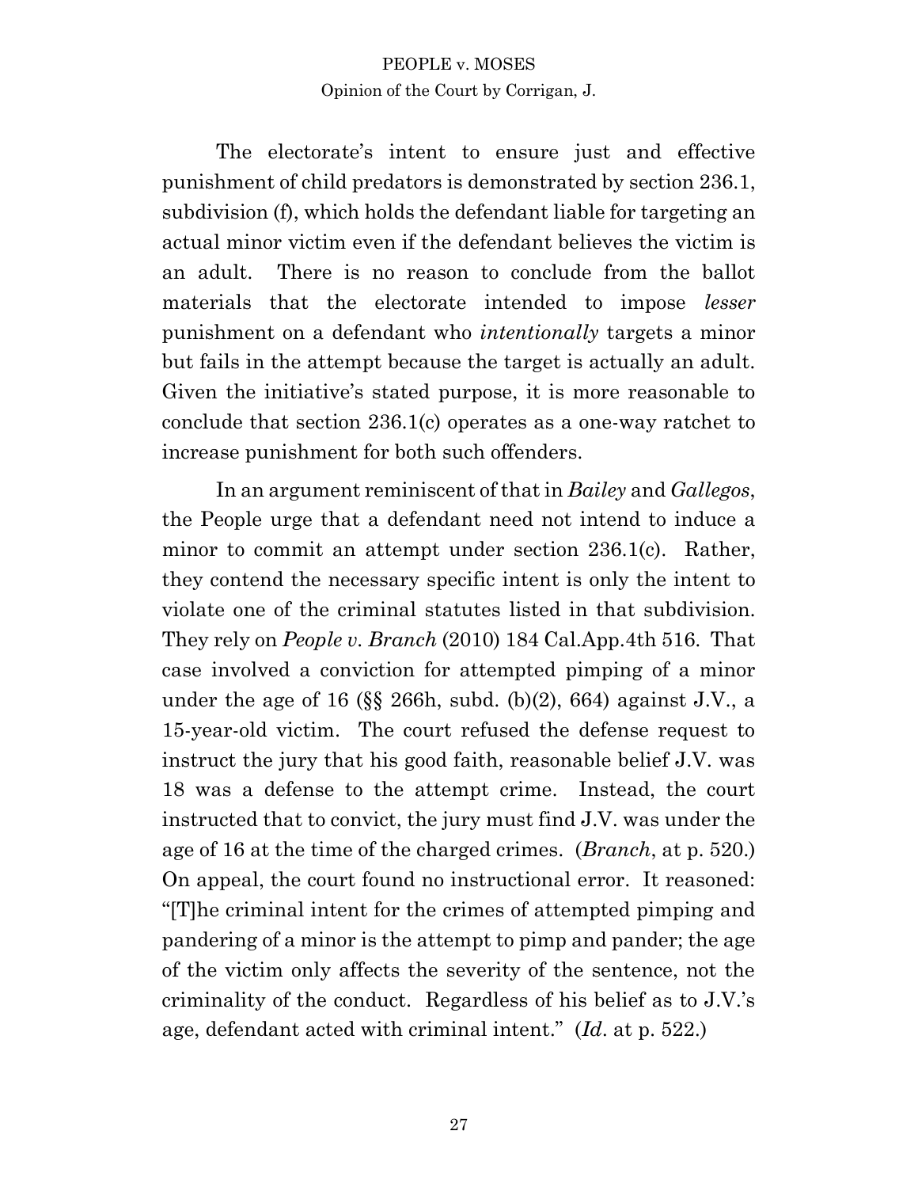The electorate's intent to ensure just and effective punishment of child predators is demonstrated by section 236.1, subdivision (f), which holds the defendant liable for targeting an actual minor victim even if the defendant believes the victim is an adult. There is no reason to conclude from the ballot materials that the electorate intended to impose *lesser* punishment on a defendant who *intentionally* targets a minor but fails in the attempt because the target is actually an adult. Given the initiative's stated purpose, it is more reasonable to conclude that section 236.1(c) operates as a one-way ratchet to increase punishment for both such offenders.

In an argument reminiscent of that in *Bailey* and *Gallegos*, the People urge that a defendant need not intend to induce a minor to commit an attempt under section 236.1(c). Rather, they contend the necessary specific intent is only the intent to violate one of the criminal statutes listed in that subdivision. They rely on *People v. Branch* (2010) 184 Cal.App.4th 516. That case involved a conviction for attempted pimping of a minor under the age of 16 (§§ 266h, subd. (b)(2), 664) against J.V., a 15-year-old victim. The court refused the defense request to instruct the jury that his good faith, reasonable belief J.V. was 18 was a defense to the attempt crime. Instead, the court instructed that to convict, the jury must find J.V. was under the age of 16 at the time of the charged crimes. (*Branch*, at p. 520.) On appeal, the court found no instructional error. It reasoned: "[T]he criminal intent for the crimes of attempted pimping and pandering of a minor is the attempt to pimp and pander; the age of the victim only affects the severity of the sentence, not the criminality of the conduct. Regardless of his belief as to J.V.'s age, defendant acted with criminal intent." (*Id*. at p. 522.)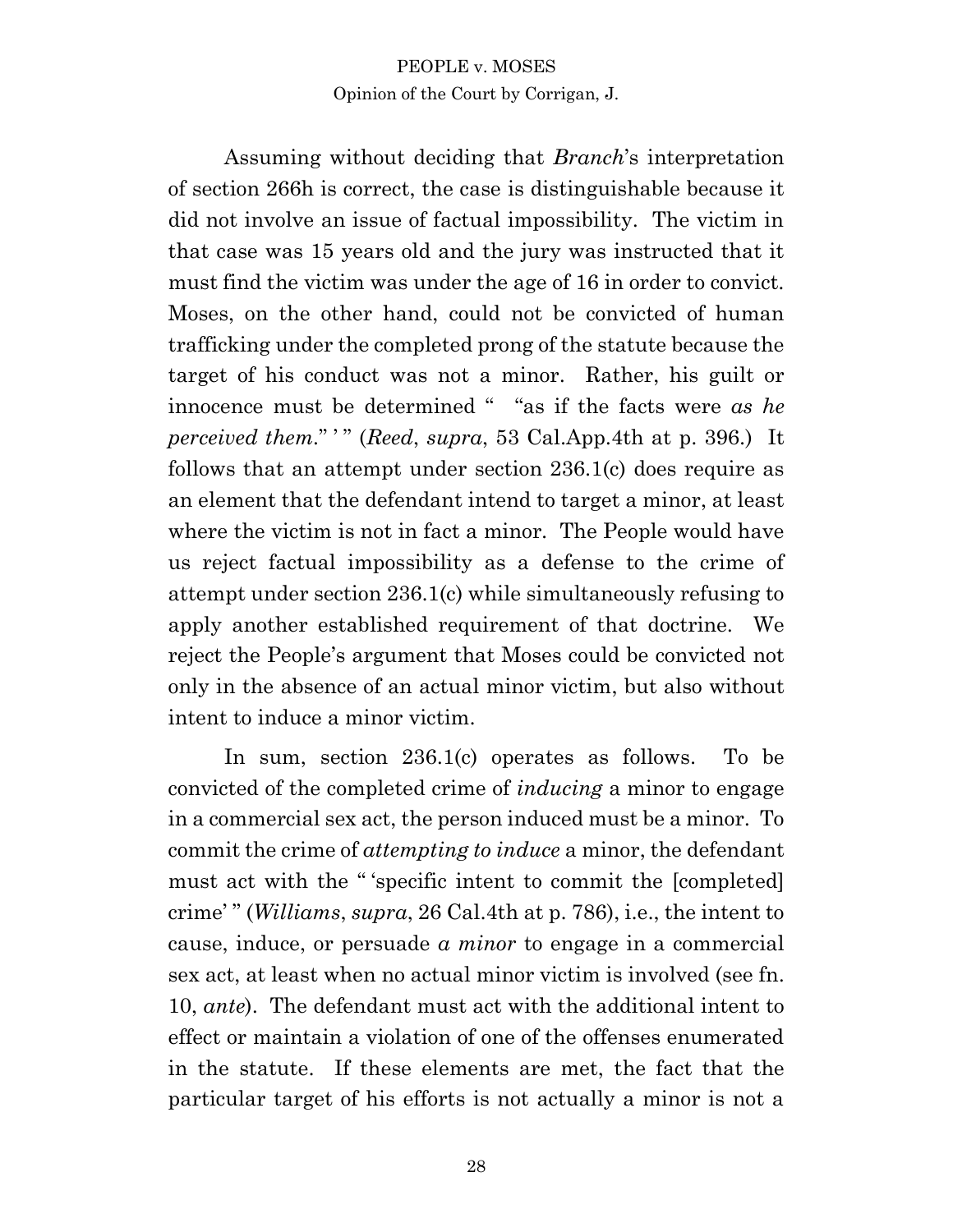Assuming without deciding that *Branch*'s interpretation of section 266h is correct, the case is distinguishable because it did not involve an issue of factual impossibility. The victim in that case was 15 years old and the jury was instructed that it must find the victim was under the age of 16 in order to convict. Moses, on the other hand, could not be convicted of human trafficking under the completed prong of the statute because the target of his conduct was not a minor. Rather, his guilt or innocence must be determined " "as if the facts were *as he perceived them*." ' " (*Reed*, *supra*, 53 Cal.App.4th at p. 396.) It follows that an attempt under section 236.1(c) does require as an element that the defendant intend to target a minor, at least where the victim is not in fact a minor. The People would have us reject factual impossibility as a defense to the crime of attempt under section 236.1(c) while simultaneously refusing to apply another established requirement of that doctrine. We reject the People's argument that Moses could be convicted not only in the absence of an actual minor victim, but also without intent to induce a minor victim.

In sum, section 236.1(c) operates as follows. To be convicted of the completed crime of *inducing* a minor to engage in a commercial sex act, the person induced must be a minor. To commit the crime of *attempting to induce* a minor, the defendant must act with the " 'specific intent to commit the [completed] crime' " (*Williams*, *supra*, 26 Cal.4th at p. 786), i.e., the intent to cause, induce, or persuade *a minor* to engage in a commercial sex act, at least when no actual minor victim is involved (see fn. 10, *ante*). The defendant must act with the additional intent to effect or maintain a violation of one of the offenses enumerated in the statute. If these elements are met, the fact that the particular target of his efforts is not actually a minor is not a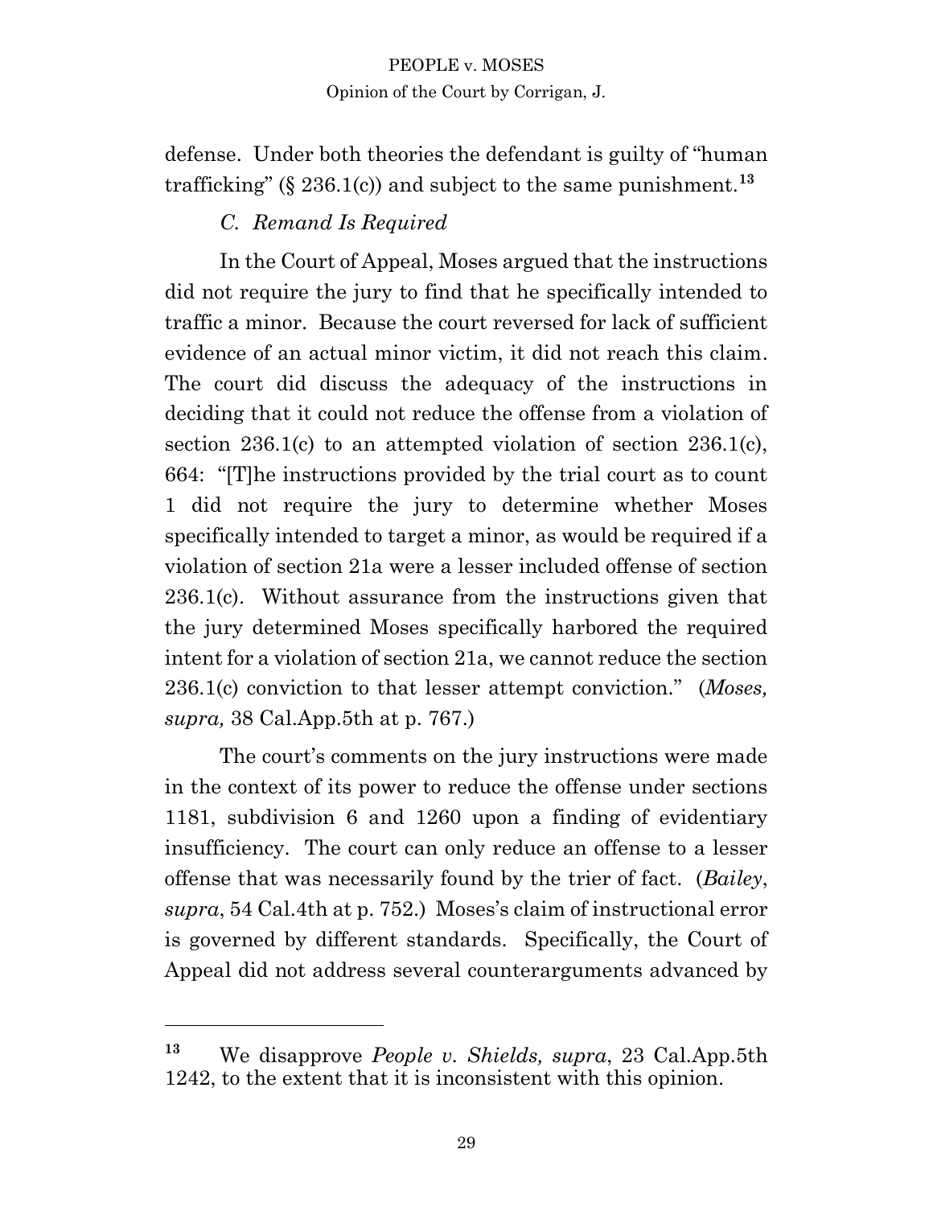defense. Under both theories the defendant is guilty of "human trafficking" (§ 236.1(c)) and subject to the same punishment.[13]

### *C. Remand Is Required*

In the Court of Appeal, Moses argued that the instructions did not require the jury to find that he specifically intended to traffic a minor. Because the court reversed for lack of sufficient evidence of an actual minor victim, it did not reach this claim. The court did discuss the adequacy of the instructions in deciding that it could not reduce the offense from a violation of section 236.1(c) to an attempted violation of section 236.1(c), 664: "[T]he instructions provided by the trial court as to count 1 did not require the jury to determine whether Moses specifically intended to target a minor, as would be required if a violation of section 21a were a lesser included offense of section 236.1(c). Without assurance from the instructions given that the jury determined Moses specifically harbored the required intent for a violation of section 21a, we cannot reduce the section 236.1(c) conviction to that lesser attempt conviction." (*Moses, supra,* 38 Cal.App.5th at p. 767.)

The court's comments on the jury instructions were made in the context of its power to reduce the offense under sections 1181, subdivision 6 and 1260 upon a finding of evidentiary insufficiency. The court can only reduce an offense to a lesser offense that was necessarily found by the trier of fact. (*Bailey*, *supra*, 54 Cal.4th at p. 752.) Moses's claim of instructional error is governed by different standards. Specifically, the Court of Appeal did not address several counterarguments advanced by

---

[13] We disapprove *People v. Shields, supra*, 23 Cal.App.5th 1242, to the extent that it is inconsistent with this opinion.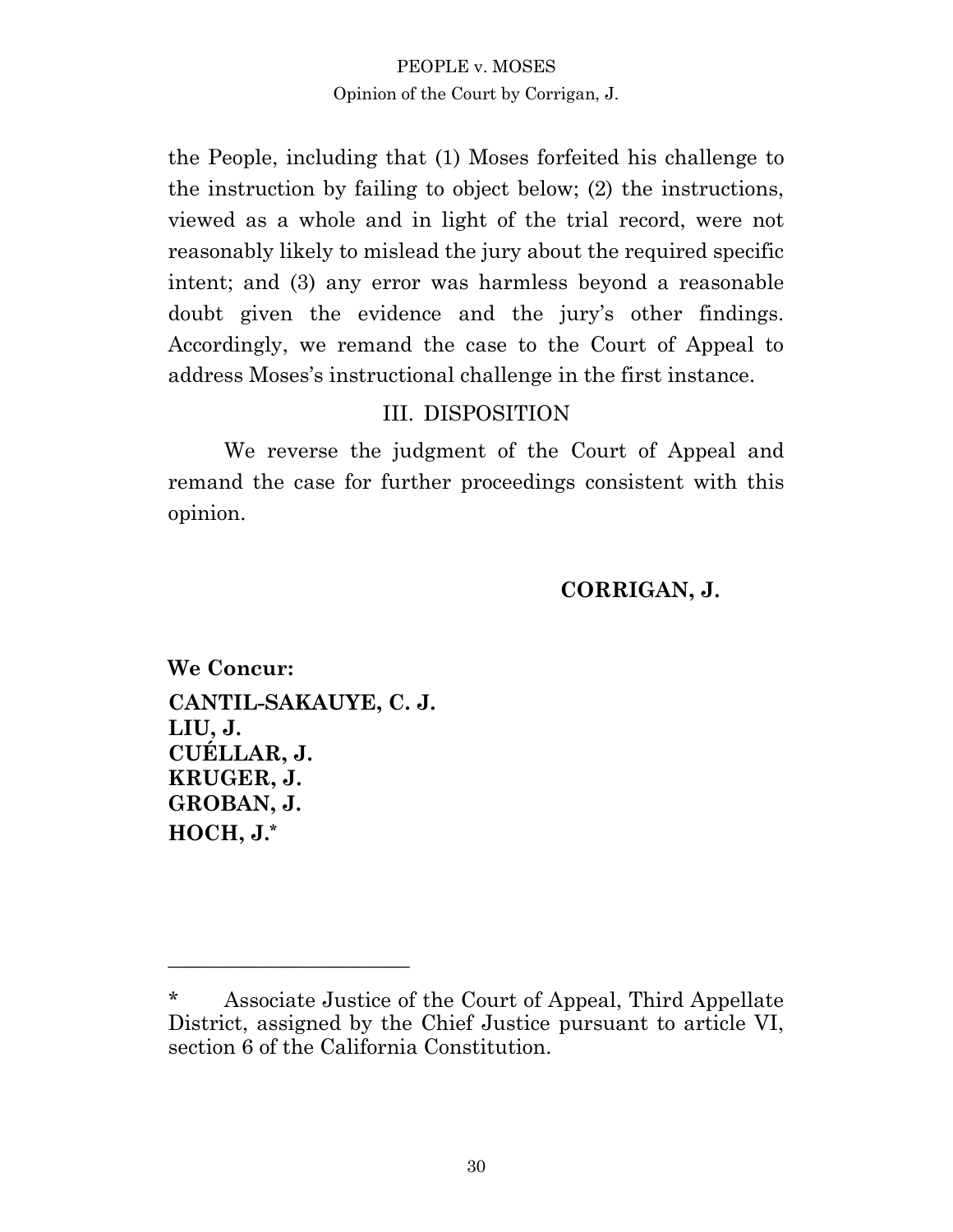the People, including that (1) Moses forfeited his challenge to the instruction by failing to object below; (2) the instructions, viewed as a whole and in light of the trial record, were not reasonably likely to mislead the jury about the required specific intent; and (3) any error was harmless beyond a reasonable doubt given the evidence and the jury's other findings. Accordingly, we remand the case to the Court of Appeal to address Moses's instructional challenge in the first instance.

## III. DISPOSITION

We reverse the judgment of the Court of Appeal and remand the case for further proceedings consistent with this opinion.

**CORRIGAN, J.**

**We Concur:**

**CANTIL-SAKAUYE, C. J.**
**LIU, J.**
**CUÉLLAR, J.**
**KRUGER, J.**
**GROBAN, J.**
**HOCH, J.***

---

* Associate Justice of the Court of Appeal, Third Appellate District, assigned by the Chief Justice pursuant to article VI, section 6 of the California Constitution.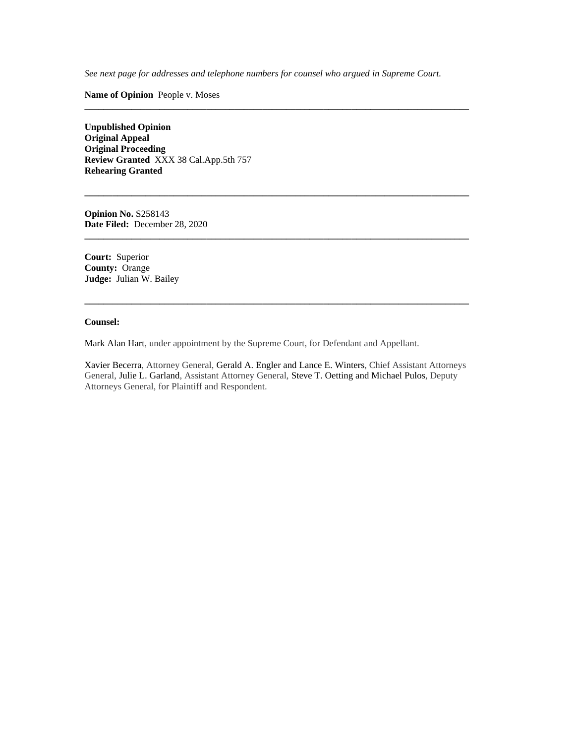*See next page for addresses and telephone numbers for counsel who argued in Supreme Court.*

**Name of Opinion** People v. Moses

---

**Unpublished Opinion**
**Original Appeal**
**Original Proceeding**
**Review Granted** XXX 38 Cal.App.5th 757
**Rehearing Granted**

---

**Opinion No.** S258143
**Date Filed:** December 28, 2020

---

**Court:** Superior
**County:** Orange
**Judge:** Julian W. Bailey

---

**Counsel:**

Mark Alan Hart, under appointment by the Supreme Court, for Defendant and Appellant.

Xavier Becerra, Attorney General, Gerald A. Engler and Lance E. Winters, Chief Assistant Attorneys General, Julie L. Garland, Assistant Attorney General, Steve T. Oetting and Michael Pulos, Deputy Attorneys General, for Plaintiff and Respondent.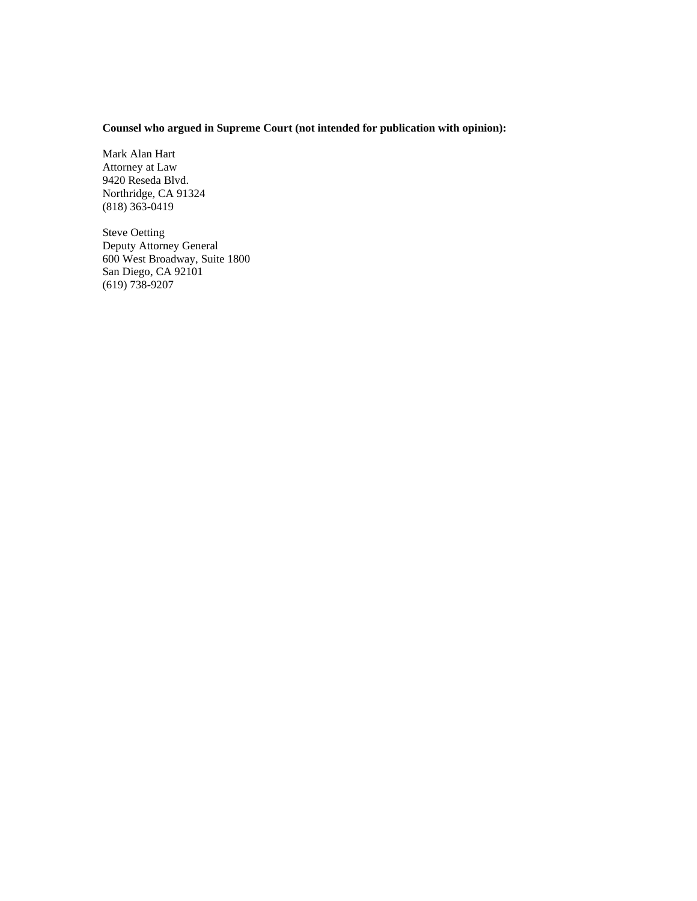**Counsel who argued in Supreme Court (not intended for publication with opinion):**

Mark Alan Hart  
Attorney at Law  
9420 Reseda Blvd.  
Northridge, CA 91324  
(818) 363-0419

Steve Oetting  
Deputy Attorney General  
600 West Broadway, Suite 1800  
San Diego, CA 92101  
(619) 738-9207